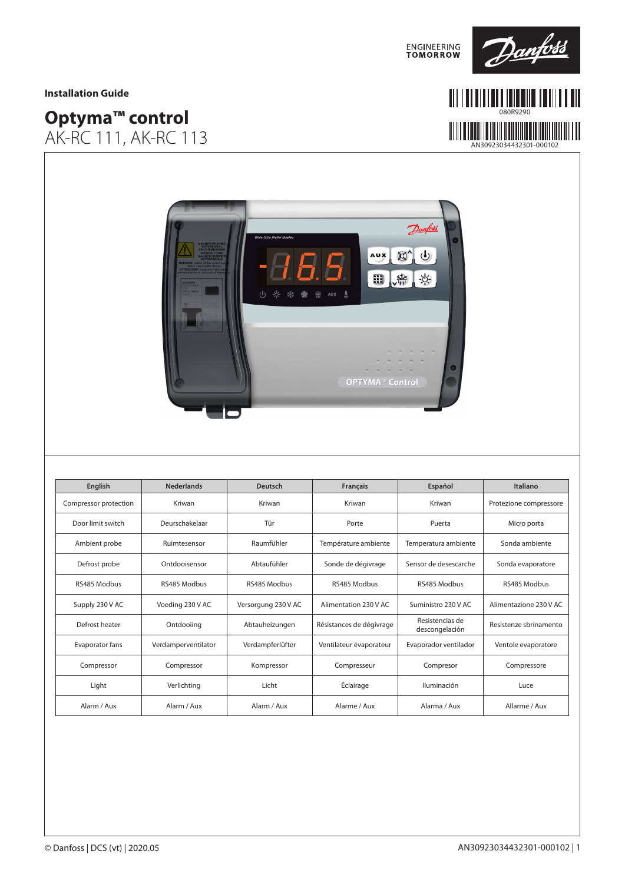ENGINEERING TOMORROW

**Installation Guide**

# Optyma™ control
## AK-RC 111, AK-RC 113

080R9290

AN30923034432301-000102

| English | Nederlands | Deutsch | Français | Español | Italiano |
|---|---|---|---|---|---|
| Compressor protection | Kriwan | Kriwan | Kriwan | Kriwan | Protezione compressore |
| Door limit switch | Deurschakelaar | Tür | Porte | Puerta | Micro porta |
| Ambient probe | Ruimtesensor | Raumfühler | Température ambiente | Temperatura ambiente | Sonda ambiente |
| Defrost probe | Ontdooisensor | Abtaufühler | Sonde de dégivrage | Sensor de desescarche | Sonda evaporatore |
| RS485 Modbus | RS485 Modbus | RS485 Modbus | RS485 Modbus | RS485 Modbus | RS485 Modbus |
| Supply 230 V AC | Voeding 230 V AC | Versorgung 230 V AC | Alimentation 230 V AC | Suministro 230 V AC | Alimentazione 230 V AC |
| Defrost heater | Ontdooiing | Abtauheizungen | Résistances de dégivrage | Resistencias de descongelación | Resistenze sbrinamento |
| Evaporator fans | Verdamperventilator | Verdampferlüfter | Ventilateur évaporateur | Evaporador ventilador | Ventole evaporatore |
| Compressor | Compressor | Kompressor | Compresseur | Compresor | Compressore |
| Light | Verlichting | Licht | Éclairage | Iluminación | Luce |
| Alarm / Aux | Alarm / Aux | Alarm / Aux | Alarme / Aux | Alarma / Aux | Allarme / Aux |

© Danfoss | DCS (vt) | 2020.05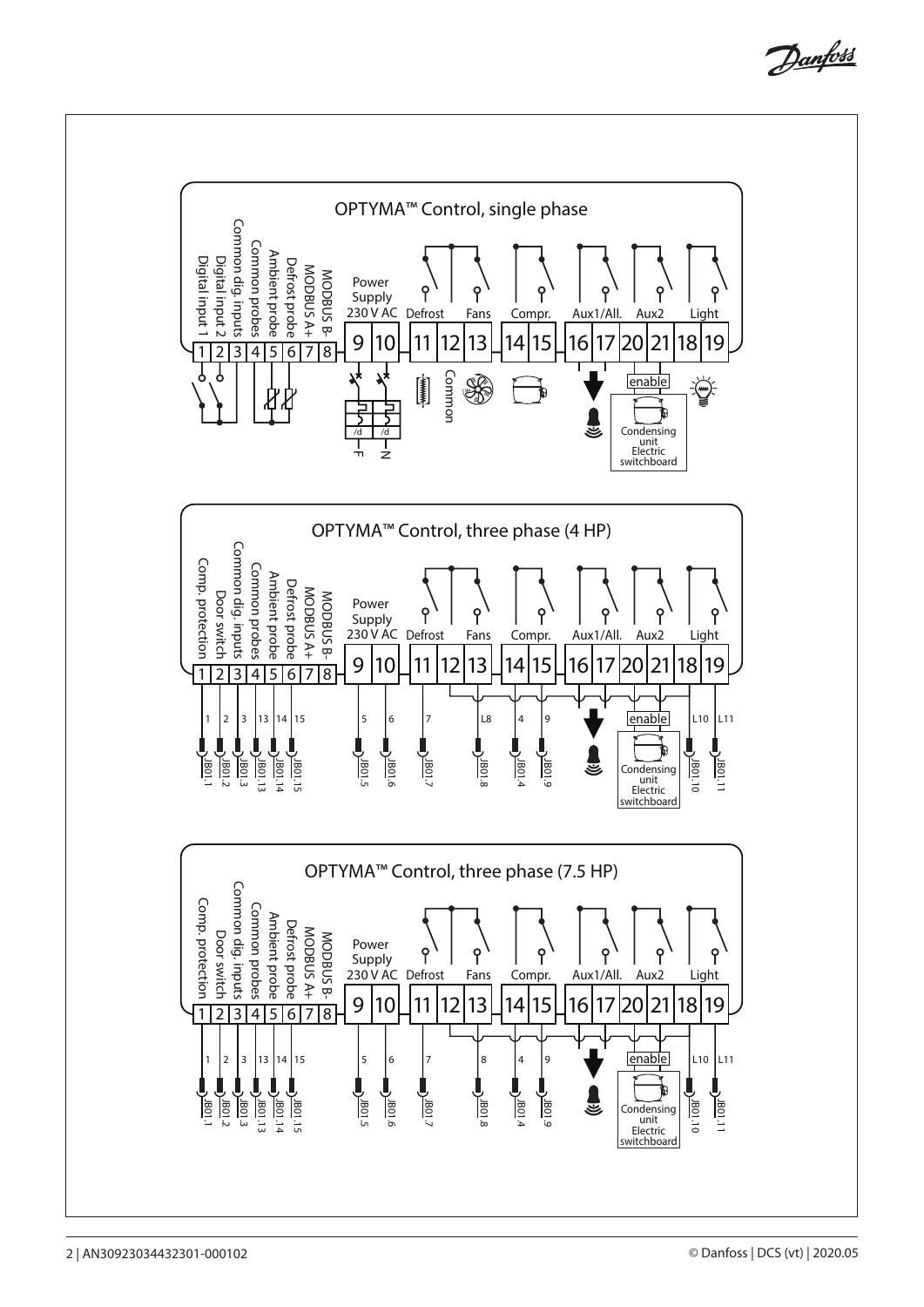## OPTYMA™ Control, single phase

Digital input 1
Digital input 2
Common dig. inputs
Common probes
Ambient probe
Defrost probe
MODBUS A+
MODBUS B-

Power Supply 230 V AC

Defrost | Fans | Compr. | Aux1/All. | Aux2 | Light

1 | 2 | 3 | 4 | 5 | 6 | 7 | 8 | 9 | 10 | 11 | 12 | 13 | 14 | 15 | 16 | 17 | 20 | 21 | 18 | 19

Common

enable

Condensing unit Electric switchboard

F N

## OPTYMA™ Control, three phase (4 HP)

Comp. protection
Door switch
Common dig. inputs
Common probes
Ambient probe
Defrost probe
MODBUS A+
MODBUS B-

Power Supply 230 V AC

Defrost | Fans | Compr. | Aux1/All. | Aux2 | Light

1 | 2 | 3 | 4 | 5 | 6 | 7 | 8 | 9 | 10 | 11 | 12 | 13 | 14 | 15 | 16 | 17 | 20 | 21 | 18 | 19

1, 2, 3, 13, 14, 15, 5, 6, 7, L8, 4, 9, L10, L11

JB01.1, JB01.2, JB01.3, JB01.13, JB01.14, JB01.15, JB01.5, JB01.6, JB01.7, JB01.8, JB01.4, JB01.9, JB01.10, JB01.11

enable

Condensing unit Electric switchboard

## OPTYMA™ Control, three phase (7.5 HP)

Comp. protection
Door switch
Common dig. inputs
Common probes
Ambient probe
Defrost probe
MODBUS A+
MODBUS B-

Power Supply 230 V AC

Defrost | Fans | Compr. | Aux1/All. | Aux2 | Light

1 | 2 | 3 | 4 | 5 | 6 | 7 | 8 | 9 | 10 | 11 | 12 | 13 | 14 | 15 | 16 | 17 | 20 | 21 | 18 | 19

1, 2, 3, 13, 14, 15, 5, 6, 7, 8, 4, 9, L10, L11

JB01.1, JB01.2, JB01.3, JB01.13, JB01.14, JB01.15, JB01.5, JB01.6, JB01.7, JB01.8, JB01.4, JB01.9, JB01.10, JB01.11

enable

Condensing unit Electric switchboard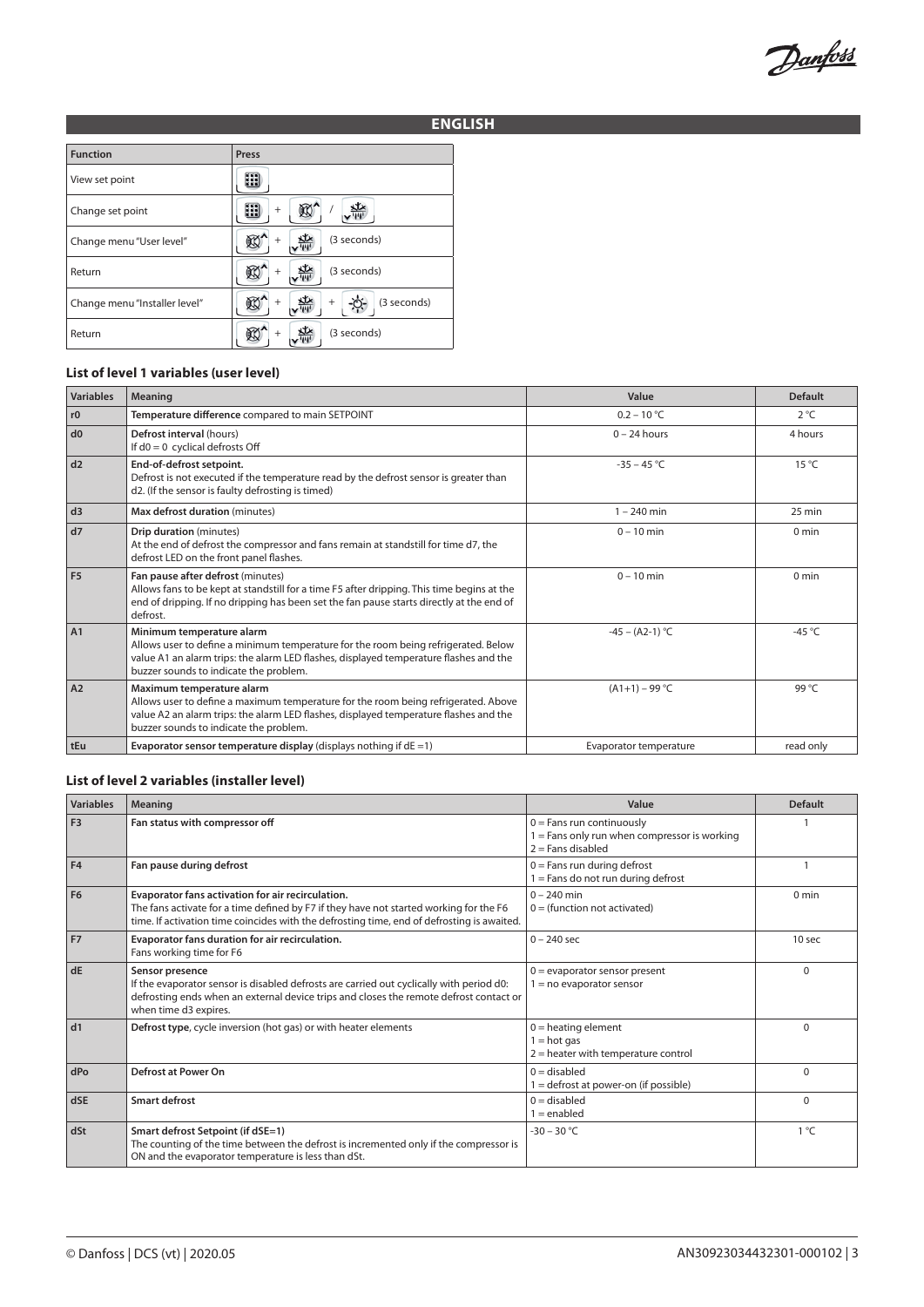## ENGLISH

| Function | Press |
|---|---|
| View set point | [SET] |
| Change set point | [SET] + [▲] / [▼] |
| Change menu "User level" | [▲] + [▼] (3 seconds) |
| Return | [▲] + [▼] (3 seconds) |
| Change menu "Installer level" | [▲] + [▼] + [☼] (3 seconds) |
| Return | [▲] + [▼] (3 seconds) |

### List of level 1 variables (user level)

| Variables | Meaning | Value | Default |
|---|---|---|---|
| r0 | **Temperature difference** compared to main SETPOINT | 0.2 – 10 °C | 2 °C |
| d0 | **Defrost interval** (hours)<br>If d0 = 0 cyclical defrosts Off | 0 – 24 hours | 4 hours |
| d2 | **End-of-defrost setpoint.**<br>Defrost is not executed if the temperature read by the defrost sensor is greater than d2. (If the sensor is faulty defrosting is timed) | -35 – 45 °C | 15 °C |
| d3 | **Max defrost duration** (minutes) | 1 – 240 min | 25 min |
| d7 | **Drip duration** (minutes)<br>At the end of defrost the compressor and fans remain at standstill for time d7, the defrost LED on the front panel flashes. | 0 – 10 min | 0 min |
| F5 | **Fan pause after defrost** (minutes)<br>Allows fans to be kept at standstill for a time F5 after dripping. This time begins at the end of dripping. If no dripping has been set the fan pause starts directly at the end of defrost. | 0 – 10 min | 0 min |
| A1 | **Minimum temperature alarm**<br>Allows user to define a minimum temperature for the room being refrigerated. Below value A1 an alarm trips: the alarm LED flashes, displayed temperature flashes and the buzzer sounds to indicate the problem. | -45 – (A2-1) °C | -45 °C |
| A2 | **Maximum temperature alarm**<br>Allows user to define a maximum temperature for the room being refrigerated. Above value A2 an alarm trips: the alarm LED flashes, displayed temperature flashes and the buzzer sounds to indicate the problem. | (A1+1) – 99 °C | 99 °C |
| tEu | **Evaporator sensor temperature display** (displays nothing if dE =1) | Evaporator temperature | read only |

### List of level 2 variables (installer level)

| Variables | Meaning | Value | Default |
|---|---|---|---|
| F3 | **Fan status with compressor off** | 0 = Fans run continuously<br>1 = Fans only run when compressor is working<br>2 = Fans disabled | 1 |
| F4 | **Fan pause during defrost** | 0 = Fans run during defrost<br>1 = Fans do not run during defrost | 1 |
| F6 | **Evaporator fans activation for air recirculation.**<br>The fans activate for a time defined by F7 if they have not started working for the F6 time. If activation time coincides with the defrosting time, end of defrosting is awaited. | 0 – 240 min<br>0 = (function not activated) | 0 min |
| F7 | **Evaporator fans duration for air recirculation.**<br>Fans working time for F6 | 0 – 240 sec | 10 sec |
| dE | **Sensor presence**<br>If the evaporator sensor is disabled defrosts are carried out cyclically with period d0: defrosting ends when an external device trips and closes the remote defrost contact or when time d3 expires. | 0 = evaporator sensor present<br>1 = no evaporator sensor | 0 |
| d1 | **Defrost type**, cycle inversion (hot gas) or with heater elements | 0 = heating element<br>1 = hot gas<br>2 = heater with temperature control | 0 |
| dPo | **Defrost at Power On** | 0 = disabled<br>1 = defrost at power-on (if possible) | 0 |
| dSE | **Smart defrost** | 0 = disabled<br>1 = enabled | 0 |
| dSt | **Smart defrost Setpoint (if dSE=1)**<br>The counting of the time between the defrost is incremented only if the compressor is ON and the evaporator temperature is less than dSt. | -30 – 30 °C | 1 °C |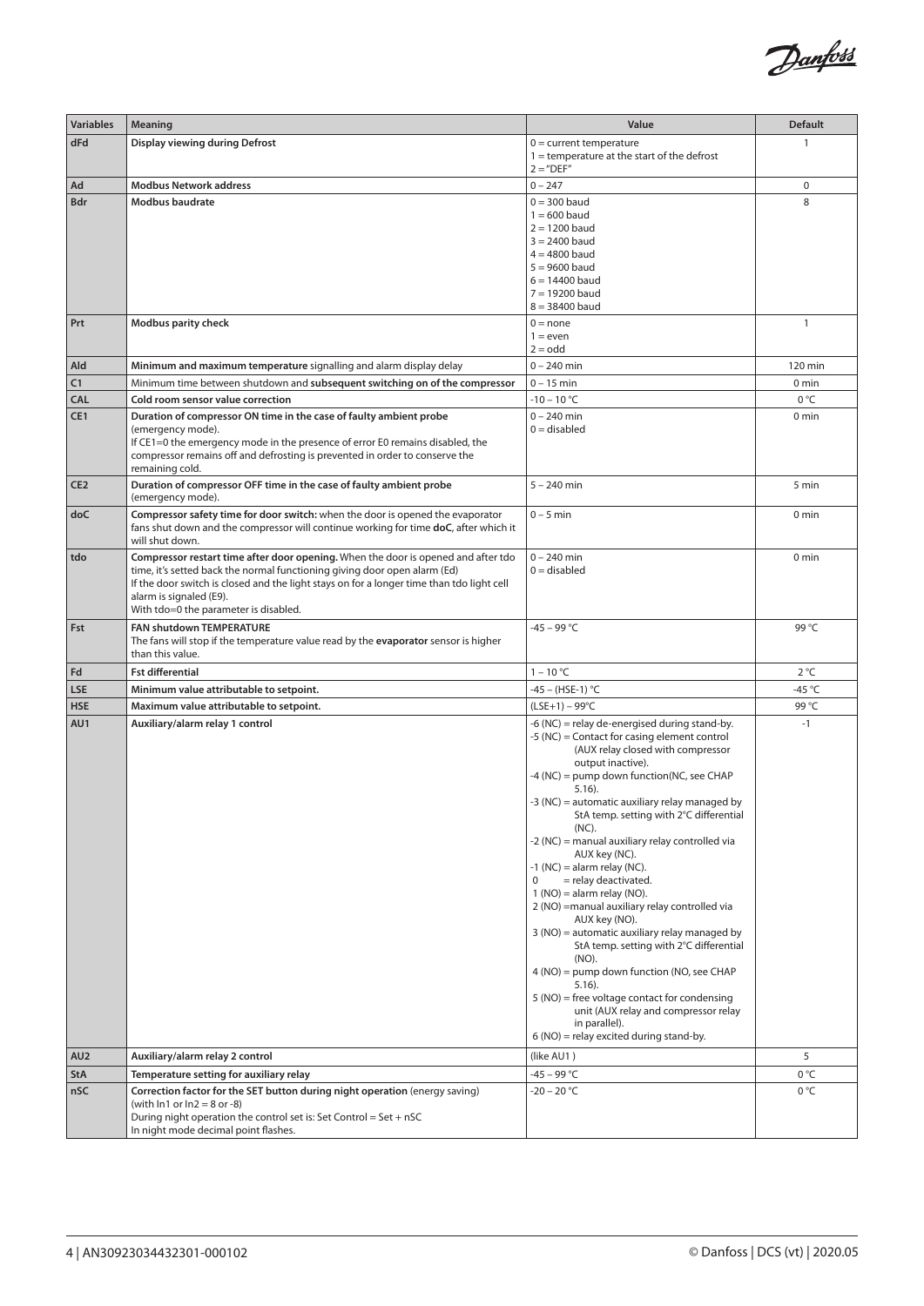| Variables | Meaning | Value | Default |
|---|---|---|---|
| **dFd** | **Display viewing during Defrost** | 0 = current temperature<br>1 = temperature at the start of the defrost<br>2 = "DEF" | 1 |
| **Ad** | **Modbus Network address** | 0 – 247 | 0 |
| **Bdr** | **Modbus baudrate** | 0 = 300 baud<br>1 = 600 baud<br>2 = 1200 baud<br>3 = 2400 baud<br>4 = 4800 baud<br>5 = 9600 baud<br>6 = 14400 baud<br>7 = 19200 baud<br>8 = 38400 baud | 8 |
| **Prt** | **Modbus parity check** | 0 = none<br>1 = even<br>2 = odd | 1 |
| **Ald** | **Minimum and maximum temperature** signalling and alarm display delay | 0 – 240 min | 120 min |
| **C1** | Minimum time between shutdown and **subsequent switching on of the compressor** | 0 – 15 min | 0 min |
| **CAL** | **Cold room sensor value correction** | -10 – 10 °C | 0 °C |
| **CE1** | **Duration of compressor ON time in the case of faulty ambient probe** (emergency mode).<br>If CE1=0 the emergency mode in the presence of error E0 remains disabled, the compressor remains off and defrosting is prevented in order to conserve the remaining cold. | 0 – 240 min<br>0 = disabled | 0 min |
| **CE2** | **Duration of compressor OFF time in the case of faulty ambient probe** (emergency mode). | 5 – 240 min | 5 min |
| **doC** | **Compressor safety time for door switch:** when the door is opened the evaporator fans shut down and the compressor will continue working for time **doC**, after which it will shut down. | 0 – 5 min | 0 min |
| **tdo** | **Compressor restart time after door opening.** When the door is opened and after tdo time, it's setted back the normal functioning giving door open alarm (Ed)<br>If the door switch is closed and the light stays on for a longer time than tdo light cell alarm is signaled (E9).<br>With tdo=0 the parameter is disabled. | 0 – 240 min<br>0 = disabled | 0 min |
| **Fst** | **FAN shutdown TEMPERATURE**<br>The fans will stop if the temperature value read by the **evaporator** sensor is higher than this value. | -45 – 99 °C | 99 °C |
| **Fd** | **Fst differential** | 1 – 10 °C | 2 °C |
| **LSE** | **Minimum value attributable to setpoint.** | -45 – (HSE-1) °C | -45 °C |
| **HSE** | **Maximum value attributable to setpoint.** | (LSE+1) – 99°C | 99 °C |
| **AU1** | **Auxiliary/alarm relay 1 control** | -6 (NC) = relay de-energised during stand-by.<br>-5 (NC) = Contact for casing element control (AUX relay closed with compressor output inactive).<br>-4 (NC) = pump down function(NC, see CHAP 5.16).<br>-3 (NC) = automatic auxiliary relay managed by StA temp. setting with 2°C differential (NC).<br>-2 (NC) = manual auxiliary relay controlled via AUX key (NC).<br>-1 (NC) = alarm relay (NC).<br>0 = relay deactivated.<br>1 (NO) = alarm relay (NO).<br>2 (NO) =manual auxiliary relay controlled via AUX key (NO).<br>3 (NO) = automatic auxiliary relay managed by StA temp. setting with 2°C differential (NO).<br>4 (NO) = pump down function (NO, see CHAP 5.16).<br>5 (NO) = free voltage contact for condensing unit (AUX relay and compressor relay in parallel).<br>6 (NO) = relay excited during stand-by. | -1 |
| **AU2** | **Auxiliary/alarm relay 2 control** | (like AU1 ) | 5 |
| **StA** | **Temperature setting for auxiliary relay** | -45 – 99 °C | 0 °C |
| **nSC** | **Correction factor for the SET button during night operation** (energy saving) (with In1 or In2 = 8 or -8)<br>During night operation the control set is: Set Control = Set + nSC<br>In night mode decimal point flashes. | -20 – 20 °C | 0 °C |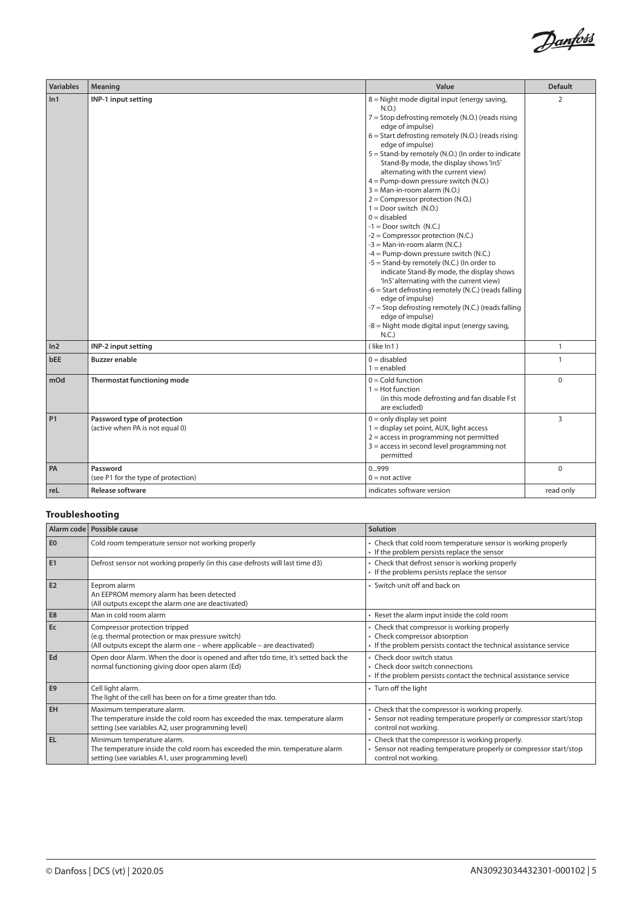| Variables | Meaning | Value | Default |
|---|---|---|---|
| **In1** | **INP-1 input setting** | 8 = Night mode digital input (energy saving, N.O.)<br>7 = Stop defrosting remotely (N.O.) (reads rising edge of impulse)<br>6 = Start defrosting remotely (N.O.) (reads rising edge of impulse)<br>5 = Stand-by remotely (N.O.) (In order to indicate Stand-By mode, the display shows 'In5' alternating with the current view)<br>4 = Pump-down pressure switch (N.O.)<br>3 = Man-in-room alarm (N.O.)<br>2 = Compressor protection (N.O.)<br>1 = Door switch (N.O.)<br>0 = disabled<br>-1 = Door switch (N.C.)<br>-2 = Compressor protection (N.C.)<br>-3 = Man-in-room alarm (N.C.)<br>-4 = Pump-down pressure switch (N.C.)<br>-5 = Stand-by remotely (N.C.) (In order to indicate Stand-By mode, the display shows 'In5' alternating with the current view)<br>-6 = Start defrosting remotely (N.C.) (reads falling edge of impulse)<br>-7 = Stop defrosting remotely (N.C.) (reads falling edge of impulse)<br>-8 = Night mode digital input (energy saving, N.C.) | 2 |
| **In2** | **INP-2 input setting** | ( like In1 ) | 1 |
| **bEE** | **Buzzer enable** | 0 = disabled<br>1 = enabled | 1 |
| **mOd** | **Thermostat functioning mode** | 0 = Cold function<br>1 = Hot function<br>(in this mode defrosting and fan disable Fst are excluded) | 0 |
| **P1** | **Password type of protection**<br>(active when PA is not equal 0) | 0 = only display set point<br>1 = display set point, AUX, light access<br>2 = access in programming not permitted<br>3 = access in second level programming not permitted | 3 |
| **PA** | **Password**<br>(see P1 for the type of protection) | 0...999<br>0 = not active | 0 |
| **reL** | **Release software** | indicates software version | read only |

## Troubleshooting

| Alarm code | Possible cause | Solution |
|---|---|---|
| **E0** | Cold room temperature sensor not working properly | • Check that cold room temperature sensor is working properly<br>• If the problem persists replace the sensor |
| **E1** | Defrost sensor not working properly (in this case defrosts will last time d3) | • Check that defrost sensor is working properly<br>• If the problems persists replace the sensor |
| **E2** | Eeprom alarm<br>An EEPROM memory alarm has been detected<br>(All outputs except the alarm one are deactivated) | • Switch unit off and back on |
| **E8** | Man in cold room alarm | • Reset the alarm input inside the cold room |
| **Ec** | Compressor protection tripped<br>(e.g. thermal protection or max pressure switch)<br>(All outputs except the alarm one – where applicable – are deactivated) | • Check that compressor is working properly<br>• Check compressor absorption<br>• If the problem persists contact the technical assistance service |
| **Ed** | Open door Alarm. When the door is opened and after tdo time, it's setted back the normal functioning giving door open alarm (Ed) | • Check door switch status<br>• Check door switch connections<br>• If the problem persists contact the technical assistance service |
| **E9** | Cell light alarm.<br>The light of the cell has been on for a time greater than tdo. | • Turn off the light |
| **EH** | Maximum temperature alarm.<br>The temperature inside the cold room has exceeded the max. temperature alarm setting (see variables A2, user programming level) | • Check that the compressor is working properly.<br>• Sensor not reading temperature properly or compressor start/stop control not working. |
| **EL** | Minimum temperature alarm.<br>The temperature inside the cold room has exceeded the min. temperature alarm setting (see variables A1, user programming level) | • Check that the compressor is working properly.<br>• Sensor not reading temperature properly or compressor start/stop control not working. |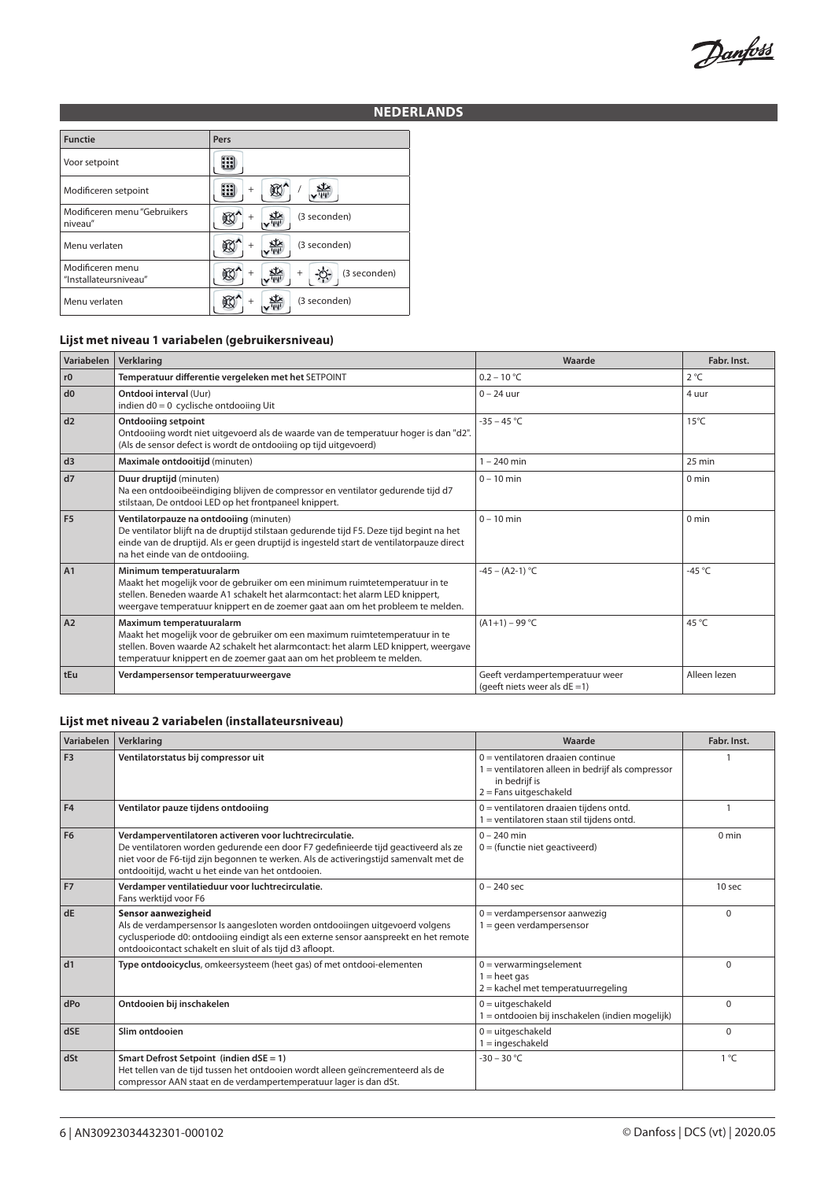## NEDERLANDS

| Functie | Pers |
|---|---|
| Voor setpoint | |
| Modificeren setpoint | + / |
| Modificeren menu "Gebruikers niveau" | + (3 seconden) |
| Menu verlaten | + (3 seconden) |
| Modificeren menu "Installateursniveau" | + + (3 seconden) |
| Menu verlaten | + (3 seconden) |

### Lijst met niveau 1 variabelen (gebruikersniveau)

| Variabelen | Verklaring | Waarde | Fabr. Inst. |
|---|---|---|---|
| r0 | **Temperatuur differentie vergeleken met het** SETPOINT | 0.2 – 10 °C | 2 °C |
| d0 | **Ontdooi interval** (Uur)<br>indien d0 = 0 cyclische ontdooiing Uit | 0 – 24 uur | 4 uur |
| d2 | **Ontdooiing setpoint**<br>Ontdooiing wordt niet uitgevoerd als de waarde van de temperatuur hoger is dan "d2". (Als de sensor defect is wordt de ontdooiing op tijd uitgevoerd) | -35 – 45 °C | 15°C |
| d3 | **Maximale ontdooitijd** (minuten) | 1 – 240 min | 25 min |
| d7 | **Duur druptijd** (minuten)<br>Na een ontdooibeëindiging blijven de compressor en ventilator gedurende tijd d7 stilstaan, De ontdooi LED op het frontpaneel knippert. | 0 – 10 min | 0 min |
| F5 | **Ventilatorpauze na ontdooiing** (minuten)<br>De ventilator blijft na de druptijd stilstaan gedurende tijd F5. Deze tijd begint na het einde van de druptijd. Als er geen druptijd is ingesteld start de ventilatorpauze direct na het einde van de ontdooiing. | 0 – 10 min | 0 min |
| A1 | **Minimum temperatuuralarm**<br>Maakt het mogelijk voor de gebruiker om een minimum ruimtetemperatuur in te stellen. Beneden waarde A1 schakelt het alarmcontact: het alarm LED knippert, weergave temperatuur knippert en de zoemer gaat aan om het probleem te melden. | -45 – (A2-1) °C | -45 °C |
| A2 | **Maximum temperatuuralarm**<br>Maakt het mogelijk voor de gebruiker om een maximum ruimtetemperatuur in te stellen. Boven waarde A2 schakelt het alarmcontact: het alarm LED knippert, weergave temperatuur knippert en de zoemer gaat aan om het probleem te melden. | (A1+1) – 99 °C | 45 °C |
| tEu | **Verdampersensor temperatuurweergave** | Geeft verdampertemperatuur weer (geeft niets weer als dE =1) | Alleen lezen |

### Lijst met niveau 2 variabelen (installateursniveau)

| Variabelen | Verklaring | Waarde | Fabr. Inst. |
|---|---|---|---|
| F3 | **Ventilatorstatus bij compressor uit** | 0 = ventilatoren draaien continue<br>1 = ventilatoren alleen in bedrijf als compressor in bedrijf is<br>2 = Fans uitgeschakeld | 1 |
| F4 | **Ventilator pauze tijdens ontdooiing** | 0 = ventilatoren draaien tijdens ontd.<br>1 = ventilatoren staan stil tijdens ontd. | 1 |
| F6 | **Verdamperventilatoren activeren voor luchtrecirculatie.**<br>De ventilatoren worden gedurende een door F7 gedefinieerde tijd geactiveerd als ze niet voor de F6-tijd zijn begonnen te werken. Als de activeringstijd samenvalt met de ontdooitijd, wacht u het einde van het ontdooien. | 0 – 240 min<br>0 = (functie niet geactiveerd) | 0 min |
| F7 | **Verdamper ventilatieduur voor luchtrecirculatie.**<br>Fans werktijd voor F6 | 0 – 240 sec | 10 sec |
| dE | **Sensor aanwezigheid**<br>Als de verdampersensor Is aangesloten worden ontdooiingen uitgevoerd volgens cyclusperiode d0: ontdooiing eindigt als een externe sensor aanspreekt en het remote ontdooicontact schakelt en sluit of als tijd d3 afloopt. | 0 = verdampersensor aanwezig<br>1 = geen verdampersensor | 0 |
| d1 | **Type ontdooicyclus**, omkeersysteem (heet gas) of met ontdooi-elementen | 0 = verwarmingselement<br>1 = heet gas<br>2 = kachel met temperatuurregeling | 0 |
| dPo | **Ontdooien bij inschakelen** | 0 = uitgeschakeld<br>1 = ontdooien bij inschakelen (indien mogelijk) | 0 |
| dSE | **Slim ontdooien** | 0 = uitgeschakeld<br>1 = ingeschakeld | 0 |
| dSt | **Smart Defrost Setpoint (indien dSE = 1)**<br>Het tellen van de tijd tussen het ontdooien wordt alleen geïncrementeerd als de compressor AAN staat en de verdampertemperatuur lager is dan dSt. | -30 – 30 °C | 1 °C |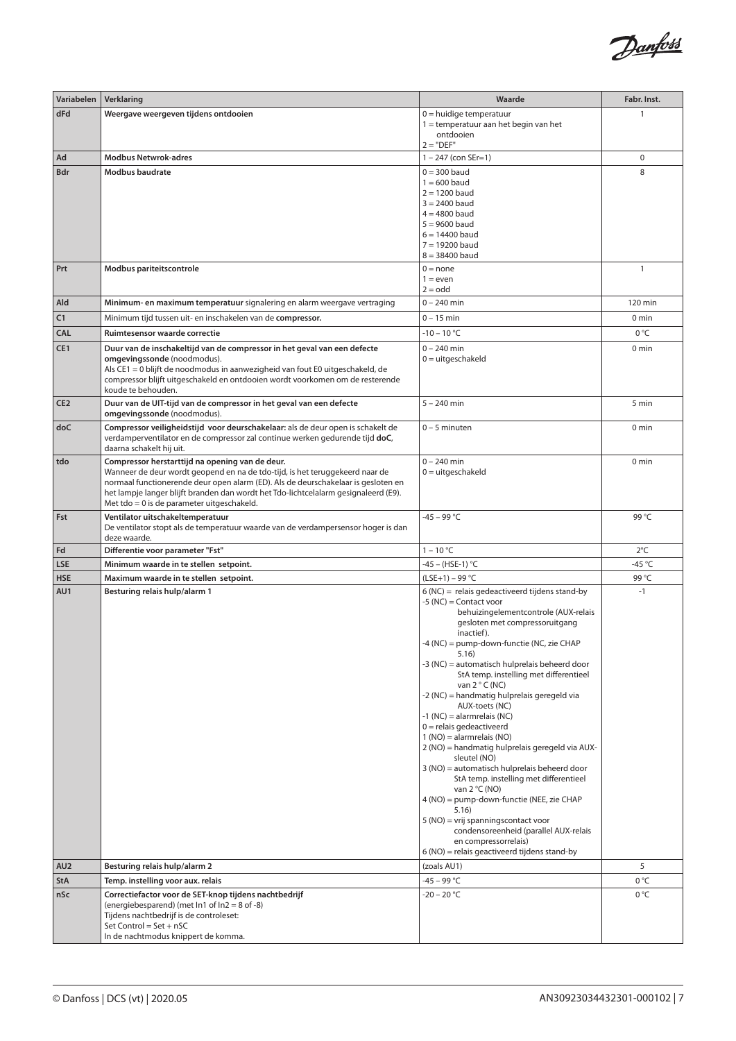| Variabelen | Verklaring | Waarde | Fabr. Inst. |
|---|---|---|---|
| dFd | **Weergave weergeven tijdens ontdooien** | 0 = huidige temperatuur<br>1 = temperatuur aan het begin van het ontdooien<br>2 = "DEF" | 1 |
| Ad | **Modbus Netwrok-adres** | 1 – 247 (con SEr=1) | 0 |
| Bdr | **Modbus baudrate** | 0 = 300 baud<br>1 = 600 baud<br>2 = 1200 baud<br>3 = 2400 baud<br>4 = 4800 baud<br>5 = 9600 baud<br>6 = 14400 baud<br>7 = 19200 baud<br>8 = 38400 baud | 8 |
| Prt | **Modbus pariteitscontrole** | 0 = none<br>1 = even<br>2 = odd | 1 |
| Ald | **Minimum- en maximum temperatuur** signalering en alarm weergave vertraging | 0 – 240 min | 120 min |
| C1 | Minimum tijd tussen uit- en inschakelen van de **compressor.** | 0 – 15 min | 0 min |
| CAL | **Ruimtesensor waarde correctie** | -10 – 10 °C | 0 °C |
| CE1 | **Duur van de inschakeltijd van de compressor in het geval van een defecte omgevingssonde** (noodmodus).<br>Als CE1 = 0 blijft de noodmodus in aanwezigheid van fout E0 uitgeschakeld, de compressor blijft uitgeschakeld en ontdooien wordt voorkomen om de resterende koude te behouden. | 0 – 240 min<br>0 = uitgeschakeld | 0 min |
| CE2 | **Duur van de UIT-tijd van de compressor in het geval van een defecte omgevingssonde** (noodmodus). | 5 – 240 min | 5 min |
| doC | **Compressor veiligheidstijd voor deurschakelaar:** als de deur open is schakelt de verdamperventilator en de compressor zal continue werken gedurende tijd **doC**, daarna schakelt hij uit. | 0 – 5 minuten | 0 min |
| tdo | **Compressor herstarttijd na opening van de deur.**<br>Wanneer de deur wordt geopend en na de tdo-tijd, is het teruggekeerd naar de normaal functionerende deur open alarm (ED). Als de deurschakelaar is gesloten en het lampje langer blijft branden dan wordt het Tdo-lichtcelalarm gesignaleerd (E9).<br>Met tdo = 0 is de parameter uitgeschakeld. | 0 – 240 min<br>0 = uitgeschakeld | 0 min |
| Fst | **Ventilator uitschakeltemperatuur**<br>De ventilator stopt als de temperatuur waarde van de verdampersensor hoger is dan deze waarde. | -45 – 99 °C | 99 °C |
| Fd | **Differentie voor parameter "Fst"** | 1 – 10 °C | 2°C |
| LSE | **Minimum waarde in te stellen setpoint.** | -45 – (HSE-1) °C | -45 °C |
| HSE | **Maximum waarde in te stellen setpoint.** | (LSE+1) – 99 °C | 99 °C |
| AU1 | **Besturing relais hulp/alarm 1** | 6 (NC) = relais gedeactiveerd tijdens stand-by<br>-5 (NC) = Contact voor behuizingelementcontrole (AUX-relais gesloten met compressoruitgang inactief).<br>-4 (NC) = pump-down-functie (NC, zie CHAP 5.16)<br>-3 (NC) = automatisch hulprelais beheerd door StA temp. instelling met differentieel van 2 ° C (NC)<br>-2 (NC) = handmatig hulprelais geregeld via AUX-toets (NC)<br>-1 (NC) = alarmrelais (NC)<br>0 = relais gedeactiveerd<br>1 (NO) = alarmrelais (NO)<br>2 (NO) = handmatig hulprelais geregeld via AUX-sleutel (NO)<br>3 (NO) = automatisch hulprelais beheerd door StA temp. instelling met differentieel van 2 °C (NO)<br>4 (NO) = pump-down-functie (NEE, zie CHAP 5.16)<br>5 (NO) = vrij spanningscontact voor condensoreenheid (parallel AUX-relais en compressorrelais)<br>6 (NO) = relais geactiveerd tijdens stand-by | -1 |
| AU2 | **Besturing relais hulp/alarm 2** | (zoals AU1) | 5 |
| StA | **Temp. instelling voor aux. relais** | -45 – 99 °C | 0 °C |
| nSc | **Correctiefactor voor de SET-knop tijdens nachtbedrijf**<br>(energiebesparend) (met In1 of In2 = 8 of -8)<br>Tijdens nachtbedrijf is de controleset:<br>Set Control = Set + nSC<br>In de nachtmodus knippert de komma. | -20 – 20 °C | 0 °C |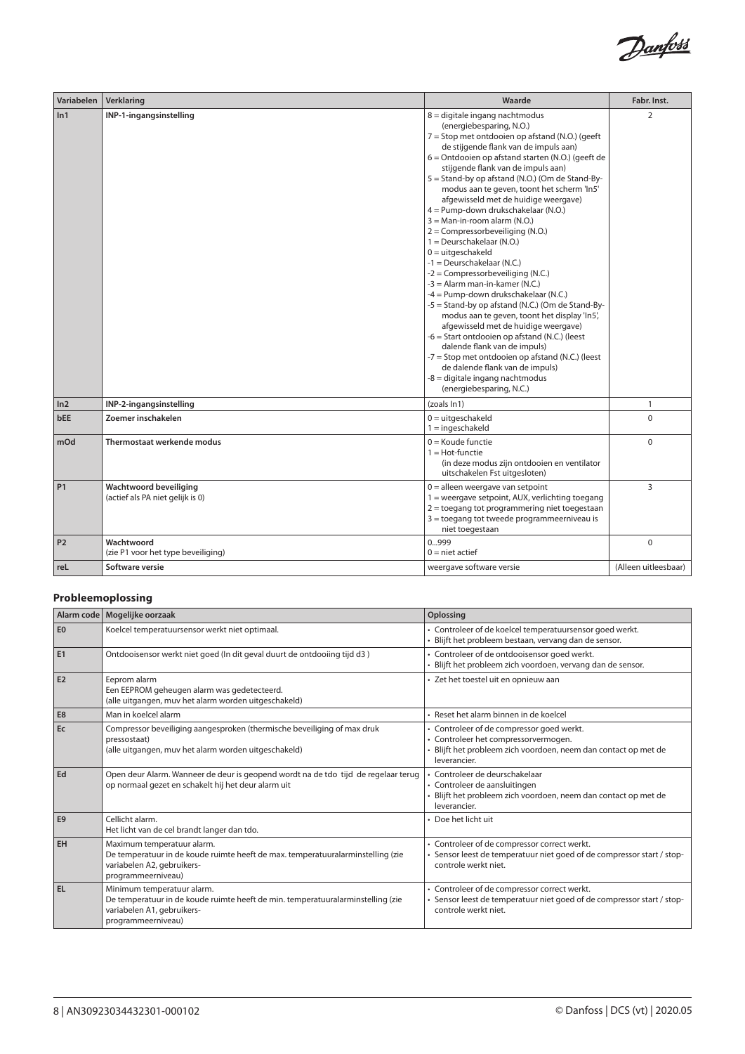| Variabelen | Verklaring | Waarde | Fabr. Inst. |
|---|---|---|---|
| **In1** | **INP-1-ingangsinstelling** | 8 = digitale ingang nachtmodus (energiebesparing, N.O.)<br>7 = Stop met ontdooien op afstand (N.O.) (geeft de stijgende flank van de impuls aan)<br>6 = Ontdooien op afstand starten (N.O.) (geeft de stijgende flank van de impuls aan)<br>5 = Stand-by op afstand (N.O.) (Om de Stand-By-modus aan te geven, toont het scherm 'In5' afgewisseld met de huidige weergave)<br>4 = Pump-down drukschakelaar (N.O.)<br>3 = Man-in-room alarm (N.O.)<br>2 = Compressorbeveiliging (N.O.)<br>1 = Deurschakelaar (N.O.)<br>0 = uitgeschakeld<br>-1 = Deurschakelaar (N.C.)<br>-2 = Compressorbeveiliging (N.C.)<br>-3 = Alarm man-in-kamer (N.C.)<br>-4 = Pump-down drukschakelaar (N.C.)<br>-5 = Stand-by op afstand (N.C.) (Om de Stand-By-modus aan te geven, toont het display 'In5', afgewisseld met de huidige weergave)<br>-6 = Start ontdooien op afstand (N.C.) (leest dalende flank van de impuls)<br>-7 = Stop met ontdooien op afstand (N.C.) (leest de dalende flank van de impuls)<br>-8 = digitale ingang nachtmodus (energiebesparing, N.C.) | 2 |
| **In2** | **INP-2-ingangsinstelling** | (zoals In1) | 1 |
| **bEE** | **Zoemer inschakelen** | 0 = uitgeschakeld<br>1 = ingeschakeld | 0 |
| **mOd** | **Thermostaat werkende modus** | 0 = Koude functie<br>1 = Hot-functie<br>(in deze modus zijn ontdooien en ventilator uitschakelen Fst uitgesloten) | 0 |
| **P1** | **Wachtwoord beveiliging**<br>(actief als PA niet gelijk is 0) | 0 = alleen weergave van setpoint<br>1 = weergave setpoint, AUX, verlichting toegang<br>2 = toegang tot programmering niet toegestaan<br>3 = toegang tot tweede programmeerniveau is niet toegestaan | 3 |
| **P2** | **Wachtwoord**<br>(zie P1 voor het type beveiliging) | 0...999<br>0 = niet actief | 0 |
| **reL** | **Software versie** | weergave software versie | (Alleen uitleesbaar) |

## Probleemoplossing

| Alarm code | Mogelijke oorzaak | Oplossing |
|---|---|---|
| **E0** | Koelcel temperatuursensor werkt niet optimaal. | • Controleer of de koelcel temperatuursensor goed werkt.<br>• Blijft het probleem bestaan, vervang dan de sensor. |
| **E1** | Ontdooisensor werkt niet goed (In dit geval duurt de ontdooiing tijd d3 ) | • Controleer of de ontdooisensor goed werkt.<br>• Blijft het probleem zich voordoen, vervang dan de sensor. |
| **E2** | Eeprom alarm<br>Een EEPROM geheugen alarm was gedetecteerd.<br>(alle uitgangen, muv het alarm worden uitgeschakeld) | • Zet het toestel uit en opnieuw aan |
| **E8** | Man in koelcel alarm | • Reset het alarm binnen in de koelcel |
| **Ec** | Compressor beveiliging aangesproken (thermische beveiliging of max druk pressostaat)<br>(alle uitgangen, muv het alarm worden uitgeschakeld) | • Controleer of de compressor goed werkt.<br>• Controleer het compressorvermogen.<br>• Blijft het probleem zich voordoen, neem dan contact op met de leverancier. |
| **Ed** | Open deur Alarm. Wanneer de deur is geopend wordt na de tdo tijd de regelaar terug op normaal gezet en schakelt hij het deur alarm uit | • Controleer de deurschakelaar<br>• Controleer de aansluitingen<br>• Blijft het probleem zich voordoen, neem dan contact op met de leverancier. |
| **E9** | Cellicht alarm.<br>Het licht van de cel brandt langer dan tdo. | • Doe het licht uit |
| **EH** | Maximum temperatuur alarm.<br>De temperatuur in de koude ruimte heeft de max. temperatuuralarminstelling (zie variabelen A2, gebruikers-programmeerniveau) | • Controleer of de compressor correct werkt.<br>• Sensor leest de temperatuur niet goed of de compressor start / stop-controle werkt niet. |
| **EL** | Minimum temperatuur alarm.<br>De temperatuur in de koude ruimte heeft de min. temperatuuralarminstelling (zie variabelen A1, gebruikers-programmeerniveau) | • Controleer of de compressor correct werkt.<br>• Sensor leest de temperatuur niet goed of de compressor start / stop-controle werkt niet. |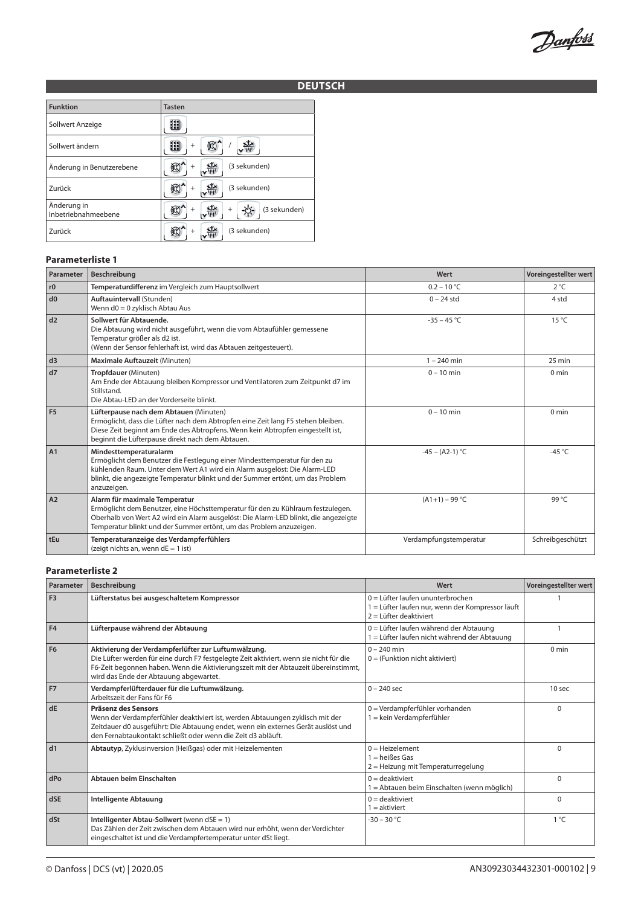## DEUTSCH

| Funktion | Tasten |
|---|---|
| Sollwert Anzeige | [Taste] |
| Sollwert ändern | [Taste] + [Taste] / [Taste] |
| Änderung in Benutzerebene | [Taste] + [Taste] (3 sekunden) |
| Zurück | [Taste] + [Taste] (3 sekunden) |
| Änderung in Inbetriebnahmeebene | [Taste] + [Taste] + [Taste] (3 sekunden) |
| Zurück | [Taste] + [Taste] (3 sekunden) |

### Parameterliste 1

| Parameter | Beschreibung | Wert | Voreingestellter wert |
|---|---|---|---|
| r0 | **Temperaturdifferenz** im Vergleich zum Hauptsollwert | 0.2 – 10 °C | 2 °C |
| d0 | **Auftauintervall** (Stunden)<br>Wenn d0 = 0 zyklisch Abtau Aus | 0 – 24 std | 4 std |
| d2 | **Sollwert für Abtauende.**<br>Die Abtauung wird nicht ausgeführt, wenn die vom Abtaufühler gemessene Temperatur größer als d2 ist.<br>(Wenn der Sensor fehlerhaft ist, wird das Abtauen zeitgesteuert). | -35 – 45 °C | 15 °C |
| d3 | **Maximale Auftauzeit** (Minuten) | 1 – 240 min | 25 min |
| d7 | **Tropfdauer** (Minuten)<br>Am Ende der Abtauung bleiben Kompressor und Ventilatoren zum Zeitpunkt d7 im Stillstand.<br>Die Abtau-LED an der Vorderseite blinkt. | 0 – 10 min | 0 min |
| F5 | **Lüfterpause nach dem Abtauen** (Minuten)<br>Ermöglicht, dass die Lüfter nach dem Abtropfen eine Zeit lang F5 stehen bleiben. Diese Zeit beginnt am Ende des Abtropfens. Wenn kein Abtropfen eingestellt ist, beginnt die Lüfterpause direkt nach dem Abtauen. | 0 – 10 min | 0 min |
| A1 | **Mindesttemperaturalarm**<br>Ermöglicht dem Benutzer die Festlegung einer Mindesttemperatur für den zu kühlenden Raum. Unter dem Wert A1 wird ein Alarm ausgelöst: Die Alarm-LED blinkt, die angezeigte Temperatur blinkt und der Summer ertönt, um das Problem anzuzeigen. | -45 – (A2-1) °C | -45 °C |
| A2 | **Alarm für maximale Temperatur**<br>Ermöglicht dem Benutzer, eine Höchsttemperatur für den zu Kühlraum festzulegen. Oberhalb von Wert A2 wird ein Alarm ausgelöst: Die Alarm-LED blinkt, die angezeigte Temperatur blinkt und der Summer ertönt, um das Problem anzuzeigen. | (A1+1) – 99 °C | 99 °C |
| tEu | **Temperaturanzeige des Verdampferfühlers**<br>(zeigt nichts an, wenn dE = 1 ist) | Verdampfungstemperatur | Schreibgeschützt |

### Parameterliste 2

| Parameter | Beschreibung | Wert | Voreingestellter wert |
|---|---|---|---|
| F3 | **Lüfterstatus bei ausgeschaltetem Kompressor** | 0 = Lüfter laufen ununterbrochen<br>1 = Lüfter laufen nur, wenn der Kompressor läuft<br>2 = Lüfter deaktiviert | 1 |
| F4 | **Lüfterpause während der Abtauung** | 0 = Lüfter laufen während der Abtauung<br>1 = Lüfter laufen nicht während der Abtauung | 1 |
| F6 | **Aktivierung der Verdampferlüfter zur Luftumwälzung.**<br>Die Lüfter werden für eine durch F7 festgelegte Zeit aktiviert, wenn sie nicht für die F6-Zeit begonnen haben. Wenn die Aktivierungszeit mit der Abtauzeit übereinstimmt, wird das Ende der Abtauung abgewartet. | 0 – 240 min<br>0 = (Funktion nicht aktiviert) | 0 min |
| F7 | **Verdampferlüfterdauer für die Luftumwälzung.**<br>Arbeitszeit der Fans für F6 | 0 – 240 sec | 10 sec |
| dE | **Präsenz des Sensors**<br>Wenn der Verdampferfühler deaktiviert ist, werden Abtauungen zyklisch mit der Zeitdauer d0 ausgeführt: Die Abtauung endet, wenn ein externes Gerät auslöst und den Fernabtaukontakt schließt oder wenn die Zeit d3 abläuft. | 0 = Verdampferfühler vorhanden<br>1 = kein Verdampferfühler | 0 |
| d1 | **Abtautyp**, Zyklusinversion (Heißgas) oder mit Heizelementen | 0 = Heizelement<br>1 = heißes Gas<br>2 = Heizung mit Temperaturregelung | 0 |
| dPo | **Abtauen beim Einschalten** | 0 = deaktiviert<br>1 = Abtauen beim Einschalten (wenn möglich) | 0 |
| dSE | **Intelligente Abtauung** | 0 = deaktiviert<br>1 = aktiviert | 0 |
| dSt | **Intelligenter Abtau-Sollwert** (wenn dSE = 1)<br>Das Zählen der Zeit zwischen dem Abtauen wird nur erhöht, wenn der Verdichter eingeschaltet ist und die Verdampfertemperatur unter dSt liegt. | -30 – 30 °C | 1 °C |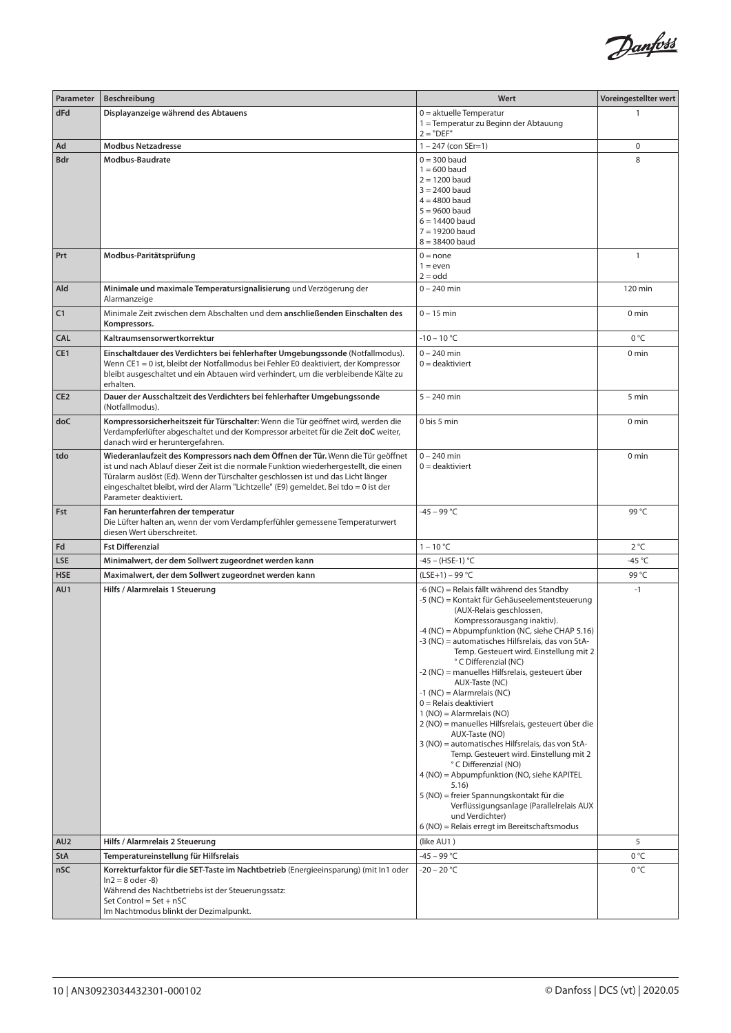| Parameter | Beschreibung | Wert | Voreingestellter wert |
|---|---|---|---|
| dFd | **Displayanzeige während des Abtauens** | 0 = aktuelle Temperatur<br>1 = Temperatur zu Beginn der Abtauung<br>2 = "DEF" | 1 |
| Ad | **Modbus Netzadresse** | 1 – 247 (con SEr=1) | 0 |
| Bdr | **Modbus-Baudrate** | 0 = 300 baud<br>1 = 600 baud<br>2 = 1200 baud<br>3 = 2400 baud<br>4 = 4800 baud<br>5 = 9600 baud<br>6 = 14400 baud<br>7 = 19200 baud<br>8 = 38400 baud | 8 |
| Prt | **Modbus-Paritätsprüfung** | 0 = none<br>1 = even<br>2 = odd | 1 |
| Ald | **Minimale und maximale Temperatursignalisierung** und Verzögerung der Alarmanzeige | 0 – 240 min | 120 min |
| C1 | Minimale Zeit zwischen dem Abschalten und dem **anschließenden Einschalten des Kompressors.** | 0 – 15 min | 0 min |
| CAL | **Kaltraumsensorwertkorrektur** | -10 – 10 °C | 0 °C |
| CE1 | **Einschaltdauer des Verdichters bei fehlerhafter Umgebungssonde** (Notfallmodus). Wenn CE1 = 0 ist, bleibt der Notfallmodus bei Fehler E0 deaktiviert, der Kompressor bleibt ausgeschaltet und ein Abtauen wird verhindert, um die verbleibende Kälte zu erhalten. | 0 – 240 min<br>0 = deaktiviert | 0 min |
| CE2 | **Dauer der Ausschaltzeit des Verdichters bei fehlerhafter Umgebungssonde** (Notfallmodus). | 5 – 240 min | 5 min |
| doC | **Kompressorsicherheitszeit für Türschalter:** Wenn die Tür geöffnet wird, werden die Verdampferlüfter abgeschaltet und der Kompressor arbeitet für die Zeit **doC** weiter, danach wird er heruntergefahren. | 0 bis 5 min | 0 min |
| tdo | **Wiederanlaufzeit des Kompressors nach dem Öffnen der Tür.** Wenn die Tür geöffnet ist und nach Ablauf dieser Zeit ist die normale Funktion wiederhergestellt, die einen Türalarm auslöst (Ed). Wenn der Türschalter geschlossen ist und das Licht länger eingeschaltet bleibt, wird der Alarm "Lichtzelle" (E9) gemeldet. Bei tdo = 0 ist der Parameter deaktiviert. | 0 – 240 min<br>0 = deaktiviert | 0 min |
| Fst | **Fan herunterfahren der temperatur**<br>Die Lüfter halten an, wenn der vom Verdampferfühler gemessene Temperaturwert diesen Wert überschreitet. | -45 – 99 °C | 99 °C |
| Fd | **Fst Differenzial** | 1 – 10 °C | 2 °C |
| LSE | **Minimalwert, der dem Sollwert zugeordnet werden kann** | -45 – (HSE-1) °C | -45 °C |
| HSE | **Maximalwert, der dem Sollwert zugeordnet werden kann** | (LSE+1) – 99 °C | 99 °C |
| AU1 | **Hilfs / Alarmrelais 1 Steuerung** | -6 (NC) = Relais fällt während des Standby<br>-5 (NC) = Kontakt für Gehäuseelementsteuerung (AUX-Relais geschlossen, Kompressorausgang inaktiv).<br>-4 (NC) = Abpumpfunktion (NC, siehe CHAP 5.16)<br>-3 (NC) = automatisches Hilfsrelais, das von StA-Temp. Gesteuert wird. Einstellung mit 2 ° C Differenzial (NC)<br>-2 (NC) = manuelles Hilfsrelais, gesteuert über AUX-Taste (NC)<br>-1 (NC) = Alarmrelais (NC)<br>0 = Relais deaktiviert<br>1 (NO) = Alarmrelais (NO)<br>2 (NO) = manuelles Hilfsrelais, gesteuert über die AUX-Taste (NO)<br>3 (NO) = automatisches Hilfsrelais, das von StA-Temp. Gesteuert wird. Einstellung mit 2 ° C Differenzial (NO)<br>4 (NO) = Abpumpfunktion (NO, siehe KAPITEL 5.16)<br>5 (NO) = freier Spannungskontakt für die Verflüssigungsanlage (Parallelrelais AUX und Verdichter)<br>6 (NO) = Relais erregt im Bereitschaftsmodus | -1 |
| AU2 | **Hilfs / Alarmrelais 2 Steuerung** | (like AU1 ) | 5 |
| StA | **Temperatureinstellung für Hilfsrelais** | -45 – 99 °C | 0 °C |
| nSC | **Korrekturfaktor für die SET-Taste im Nachtbetrieb** (Energieeinsparung) (mit In1 oder In2 = 8 oder -8)<br>Während des Nachtbetriebs ist der Steuerungssatz:<br>Set Control = Set + nSC<br>Im Nachtmodus blinkt der Dezimalpunkt. | -20 – 20 °C | 0 °C |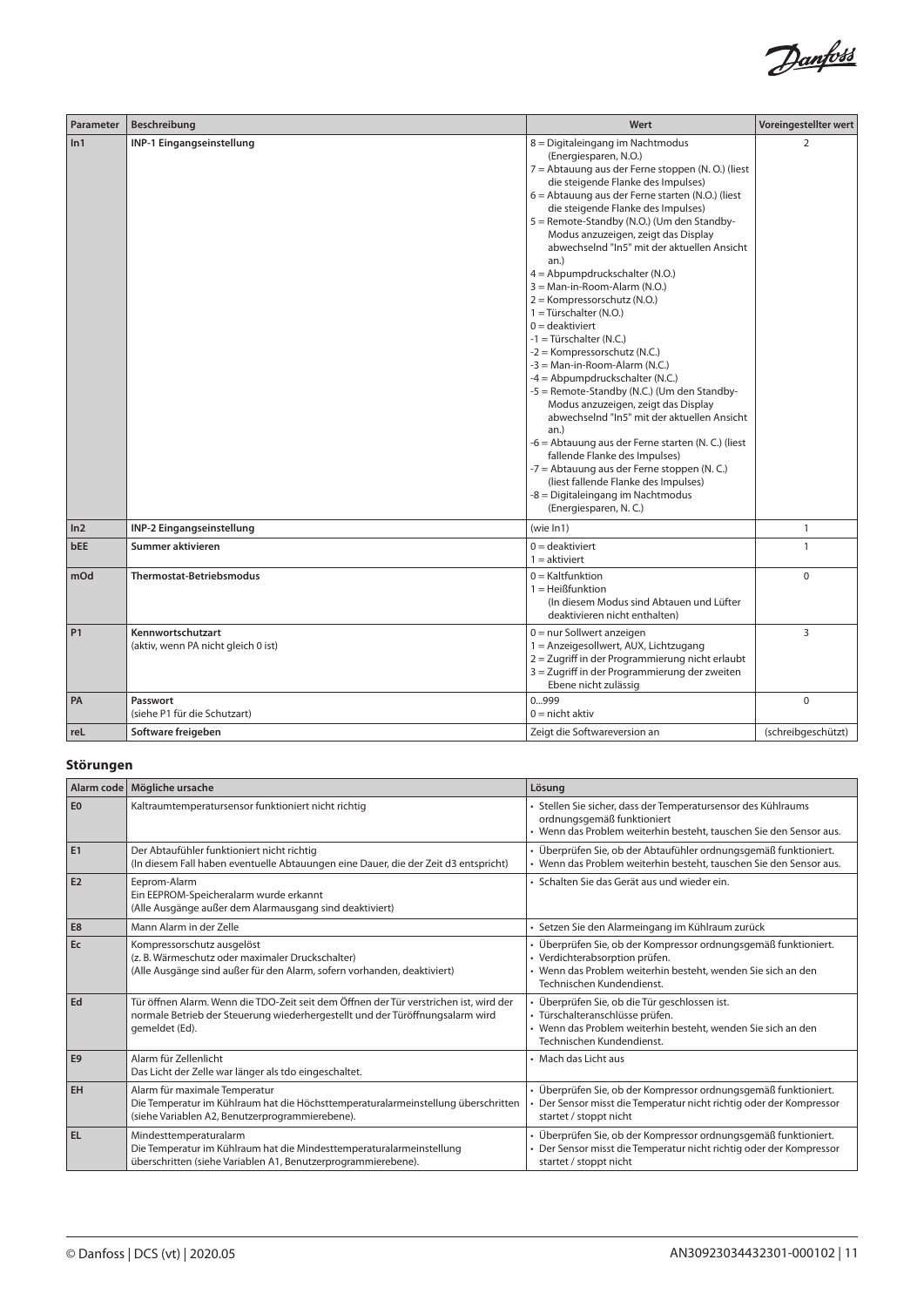| Parameter | Beschreibung | Wert | Voreingestellter wert |
|---|---|---|---|
| In1 | **INP-1 Eingangseinstellung** | 8 = Digitaleingang im Nachtmodus (Energiesparen, N.O.)<br>7 = Abtauung aus der Ferne stoppen (N. O.) (liest die steigende Flanke des Impulses)<br>6 = Abtauung aus der Ferne starten (N.O.) (liest die steigende Flanke des Impulses)<br>5 = Remote-Standby (N.O.) (Um den Standby-Modus anzuzeigen, zeigt das Display abwechselnd "In5" mit der aktuellen Ansicht an.)<br>4 = Abpumpdruckschalter (N.O.)<br>3 = Man-in-Room-Alarm (N.O.)<br>2 = Kompressorschutz (N.O.)<br>1 = Türschalter (N.O.)<br>0 = deaktiviert<br>-1 = Türschalter (N.C.)<br>-2 = Kompressorschutz (N.C.)<br>-3 = Man-in-Room-Alarm (N.C.)<br>-4 = Abpumpdruckschalter (N.C.)<br>-5 = Remote-Standby (N.C.) (Um den Standby-Modus anzuzeigen, zeigt das Display abwechselnd "In5" mit der aktuellen Ansicht an.)<br>-6 = Abtauung aus der Ferne starten (N. C.) (liest fallende Flanke des Impulses)<br>-7 = Abtauung aus der Ferne stoppen (N. C.) (liest fallende Flanke des Impulses)<br>-8 = Digitaleingang im Nachtmodus (Energiesparen, N. C.) | 2 |
| In2 | **INP-2 Eingangseinstellung** | (wie In1) | 1 |
| bEE | **Summer aktivieren** | 0 = deaktiviert<br>1 = aktiviert | 1 |
| mOd | **Thermostat-Betriebsmodus** | 0 = Kaltfunktion<br>1 = Heißfunktion<br>(In diesem Modus sind Abtauen und Lüfter deaktivieren nicht enthalten) | 0 |
| P1 | **Kennwortschutzart**<br>(aktiv, wenn PA nicht gleich 0 ist) | 0 = nur Sollwert anzeigen<br>1 = Anzeigesollwert, AUX, Lichtzugang<br>2 = Zugriff in der Programmierung nicht erlaubt<br>3 = Zugriff in der Programmierung der zweiten Ebene nicht zulässig | 3 |
| PA | **Passwort**<br>(siehe P1 für die Schutzart) | 0...999<br>0 = nicht aktiv | 0 |
| reL | **Software freigeben** | Zeigt die Softwareversion an | (schreibgeschützt) |

### Störungen

| Alarm code | Mögliche ursache | Lösung |
|---|---|---|
| E0 | Kaltraumtemperatursensor funktioniert nicht richtig | • Stellen Sie sicher, dass der Temperatursensor des Kühlraums ordnungsgemäß funktioniert<br>• Wenn das Problem weiterhin besteht, tauschen Sie den Sensor aus. |
| E1 | Der Abtaufühler funktioniert nicht richtig<br>(In diesem Fall haben eventuelle Abtauungen eine Dauer, die der Zeit d3 entspricht) | • Überprüfen Sie, ob der Abtaufühler ordnungsgemäß funktioniert.<br>• Wenn das Problem weiterhin besteht, tauschen Sie den Sensor aus. |
| E2 | Eeprom-Alarm<br>Ein EEPROM-Speicheralarm wurde erkannt<br>(Alle Ausgänge außer dem Alarmausgang sind deaktiviert) | • Schalten Sie das Gerät aus und wieder ein. |
| E8 | Mann Alarm in der Zelle | • Setzen Sie den Alarmeingang im Kühlraum zurück |
| Ec | Kompressorschutz ausgelöst<br>(z. B. Wärmeschutz oder maximaler Druckschalter)<br>(Alle Ausgänge sind außer für den Alarm, sofern vorhanden, deaktiviert) | • Überprüfen Sie, ob der Kompressor ordnungsgemäß funktioniert.<br>• Verdichterabsorption prüfen.<br>• Wenn das Problem weiterhin besteht, wenden Sie sich an den Technischen Kundendienst. |
| Ed | Tür öffnen Alarm. Wenn die TDO-Zeit seit dem Öffnen der Tür verstrichen ist, wird der normale Betrieb der Steuerung wiederhergestellt und der Türöffnungsalarm wird gemeldet (Ed). | • Überprüfen Sie, ob die Tür geschlossen ist.<br>• Türschalteranschlüsse prüfen.<br>• Wenn das Problem weiterhin besteht, wenden Sie sich an den Technischen Kundendienst. |
| E9 | Alarm für Zellenlicht<br>Das Licht der Zelle war länger als tdo eingeschaltet. | • Mach das Licht aus |
| EH | Alarm für maximale Temperatur<br>Die Temperatur im Kühlraum hat die Höchsttemperaturalarmeinstellung überschritten (siehe Variablen A2, Benutzerprogrammierebene). | • Überprüfen Sie, ob der Kompressor ordnungsgemäß funktioniert.<br>• Der Sensor misst die Temperatur nicht richtig oder der Kompressor startet / stoppt nicht |
| EL | Mindesttemperaturalarm<br>Die Temperatur im Kühlraum hat die Mindesttemperaturalarmeinstellung überschritten (siehe Variablen A1, Benutzerprogrammierebene). | • Überprüfen Sie, ob der Kompressor ordnungsgemäß funktioniert.<br>• Der Sensor misst die Temperatur nicht richtig oder der Kompressor startet / stoppt nicht |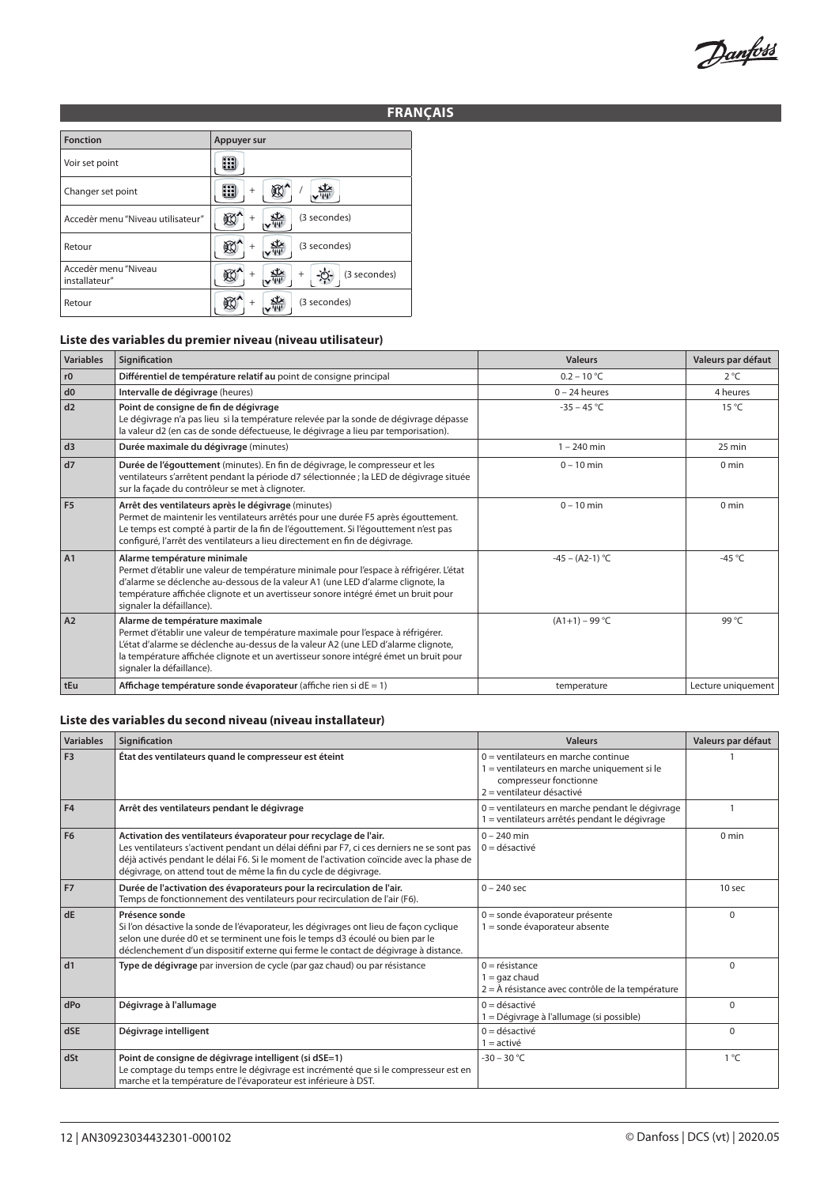## FRANÇAIS

| Fonction | Appuyer sur |
|---|---|
| Voir set point | |
| Changer set point | + / |
| Accedèr menu "Niveau utilisateur" | + (3 secondes) |
| Retour | + (3 secondes) |
| Accedèr menu "Niveau installateur" | + + (3 secondes) |
| Retour | + (3 secondes) |

### Liste des variables du premier niveau (niveau utilisateur)

| Variables | Signification | Valeurs | Valeurs par défaut |
|---|---|---|---|
| r0 | **Différentiel de température relatif au** point de consigne principal | 0.2 – 10 °C | 2 °C |
| d0 | **Intervalle de dégivrage** (heures) | 0 – 24 heures | 4 heures |
| d2 | **Point de consigne de fin de dégivrage**<br>Le dégivrage n'a pas lieu si la température relevée par la sonde de dégivrage dépasse la valeur d2 (en cas de sonde défectueuse, le dégivrage a lieu par temporisation). | -35 – 45 °C | 15 °C |
| d3 | **Durée maximale du dégivrage** (minutes) | 1 – 240 min | 25 min |
| d7 | **Durée de l'égouttement** (minutes). En fin de dégivrage, le compresseur et les ventilateurs s'arrêtent pendant la période d7 sélectionnée ; la LED de dégivrage située sur la façade du contrôleur se met à clignoter. | 0 – 10 min | 0 min |
| F5 | **Arrêt des ventilateurs après le dégivrage** (minutes)<br>Permet de maintenir les ventilateurs arrêtés pour une durée F5 après égouttement. Le temps est compté à partir de la fin de l'égouttement. Si l'égouttement n'est pas configuré, l'arrêt des ventilateurs a lieu directement en fin de dégivrage. | 0 – 10 min | 0 min |
| A1 | **Alarme température minimale**<br>Permet d'établir une valeur de température minimale pour l'espace à réfrigérer. L'état d'alarme se déclenche au-dessous de la valeur A1 (une LED d'alarme clignote, la température affichée clignote et un avertisseur sonore intégré émet un bruit pour signaler la défaillance). | -45 – (A2-1) °C | -45 °C |
| A2 | **Alarme de température maximale**<br>Permet d'établir une valeur de température maximale pour l'espace à réfrigérer. L'état d'alarme se déclenche au-dessus de la valeur A2 (une LED d'alarme clignote, la température affichée clignote et un avertisseur sonore intégré émet un bruit pour signaler la défaillance). | (A1+1) – 99 °C | 99 °C |
| tEu | **Affichage température sonde évaporateur** (affiche rien si dE = 1) | temperature | Lecture uniquement |

### Liste des variables du second niveau (niveau installateur)

| Variables | Signification | Valeurs | Valeurs par défaut |
|---|---|---|---|
| F3 | **État des ventilateurs quand le compresseur est éteint** | 0 = ventilateurs en marche continue<br>1 = ventilateurs en marche uniquement si le compresseur fonctionne<br>2 = ventilateur désactivé | 1 |
| F4 | **Arrêt des ventilateurs pendant le dégivrage** | 0 = ventilateurs en marche pendant le dégivrage<br>1 = ventilateurs arrêtés pendant le dégivrage | 1 |
| F6 | **Activation des ventilateurs évaporateur pour recyclage de l'air.**<br>Les ventilateurs s'activent pendant un délai défini par F7, ci ces derniers ne se sont pas déjà activés pendant le délai F6. Si le moment de l'activation coïncide avec la phase de dégivrage, on attend tout de même la fin du cycle de dégivrage. | 0 – 240 min<br>0 = désactivé | 0 min |
| F7 | **Durée de l'activation des évaporateurs pour la recirculation de l'air.**<br>Temps de fonctionnement des ventilateurs pour recirculation de l'air (F6). | 0 – 240 sec | 10 sec |
| dE | **Présence sonde**<br>Si l'on désactive la sonde de l'évaporateur, les dégivrages ont lieu de façon cyclique selon une durée d0 et se terminent une fois le temps d3 écoulé ou bien par le déclenchement d'un dispositif externe qui ferme le contact de dégivrage à distance. | 0 = sonde évaporateur présente<br>1 = sonde évaporateur absente | 0 |
| d1 | **Type de dégivrage** par inversion de cycle (par gaz chaud) ou par résistance | 0 = résistance<br>1 = gaz chaud<br>2 = À résistance avec contrôle de la température | 0 |
| dPo | **Dégivrage à l'allumage** | 0 = désactivé<br>1 = Dégivrage à l'allumage (si possible) | 0 |
| dSE | **Dégivrage intelligent** | 0 = désactivé<br>1 = activé | 0 |
| dSt | **Point de consigne de dégivrage intelligent (si dSE=1)**<br>Le comptage du temps entre le dégivrage est incrémenté que si le compresseur est en marche et la température de l'évaporateur est inférieure à DST. | -30 – 30 °C | 1 °C |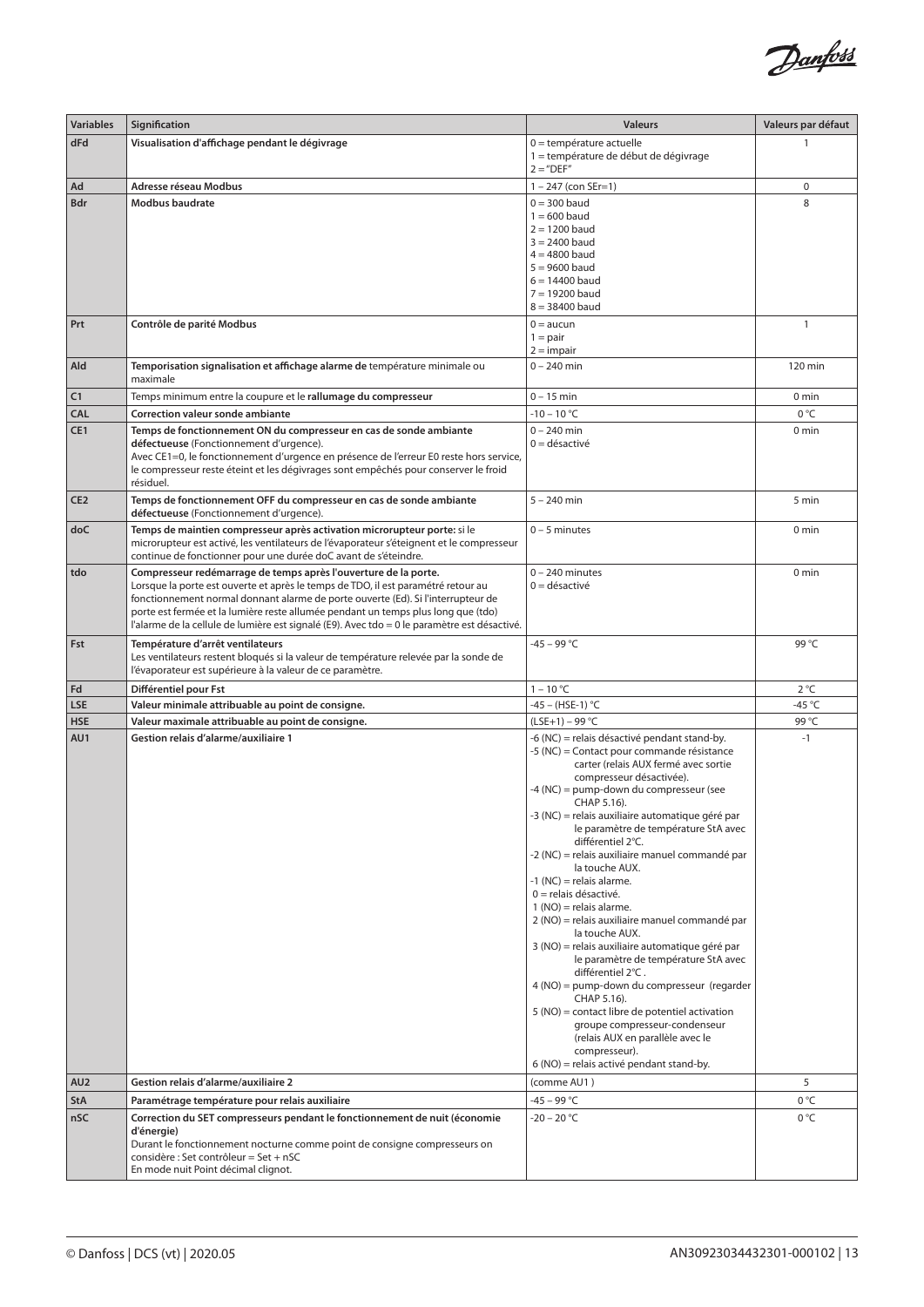| Variables | Signification | Valeurs | Valeurs par défaut |
|---|---|---|---|
| **dFd** | **Visualisation d'affichage pendant le dégivrage** | 0 = température actuelle<br>1 = température de début de dégivrage<br>2 = "DEF" | 1 |
| **Ad** | **Adresse réseau Modbus** | 1 – 247 (con SEr=1) | 0 |
| **Bdr** | **Modbus baudrate** | 0 = 300 baud<br>1 = 600 baud<br>2 = 1200 baud<br>3 = 2400 baud<br>4 = 4800 baud<br>5 = 9600 baud<br>6 = 14400 baud<br>7 = 19200 baud<br>8 = 38400 baud | 8 |
| **Prt** | **Contrôle de parité Modbus** | 0 = aucun<br>1 = pair<br>2 = impair | 1 |
| **Ald** | **Temporisation signalisation et affichage alarme de** température minimale ou maximale | 0 – 240 min | 120 min |
| **C1** | Temps minimum entre la coupure et le **rallumage du compresseur** | 0 – 15 min | 0 min |
| **CAL** | **Correction valeur sonde ambiante** | -10 – 10 °C | 0 °C |
| **CE1** | **Temps de fonctionnement ON du compresseur en cas de sonde ambiante défectueuse** (Fonctionnement d'urgence).<br>Avec CE1=0, le fonctionnement d'urgence en présence de l'erreur E0 reste hors service, le compresseur reste éteint et les dégivrages sont empêchés pour conserver le froid résiduel. | 0 – 240 min<br>0 = désactivé | 0 min |
| **CE2** | **Temps de fonctionnement OFF du compresseur en cas de sonde ambiante défectueuse** (Fonctionnement d'urgence). | 5 – 240 min | 5 min |
| **doC** | **Temps de maintien compresseur après activation microrupteur porte:** si le microrupteur est activé, les ventilateurs de l'évaporateur s'éteignent et le compresseur continue de fonctionner pour une durée doC avant de s'éteindre. | 0 – 5 minutes | 0 min |
| **tdo** | **Compresseur redémarrage de temps après l'ouverture de la porte.**<br>Lorsque la porte est ouverte et après le temps de TDO, il est paramétré retour au fonctionnement normal donnant alarme de porte ouverte (Ed). Si l'interrupteur de porte est fermée et la lumière reste allumée pendant un temps plus long que (tdo) l'alarme de la cellule de lumière est signalé (E9). Avec tdo = 0 le paramètre est désactivé. | 0 – 240 minutes<br>0 = désactivé | 0 min |
| **Fst** | **Température d'arrêt ventilateurs**<br>Les ventilateurs restent bloqués si la valeur de température relevée par la sonde de l'évaporateur est supérieure à la valeur de ce paramètre. | -45 – 99 °C | 99 °C |
| **Fd** | **Différentiel pour Fst** | 1 – 10 °C | 2 °C |
| **LSE** | **Valeur minimale attribuable au point de consigne.** | -45 – (HSE-1) °C | -45 °C |
| **HSE** | **Valeur maximale attribuable au point de consigne.** | (LSE+1) – 99 °C | 99 °C |
| **AU1** | **Gestion relais d'alarme/auxiliaire 1** | -6 (NC) = relais désactivé pendant stand-by.<br>-5 (NC) = Contact pour commande résistance carter (relais AUX fermé avec sortie compresseur désactivée).<br>-4 (NC) = pump-down du compresseur (see CHAP 5.16).<br>-3 (NC) = relais auxiliaire automatique géré par le paramètre de température StA avec différentiel 2°C.<br>-2 (NC) = relais auxiliaire manuel commandé par la touche AUX.<br>-1 (NC) = relais alarme.<br>0 = relais désactivé.<br>1 (NO) = relais alarme.<br>2 (NO) = relais auxiliaire manuel commandé par la touche AUX.<br>3 (NO) = relais auxiliaire automatique géré par le paramètre de température StA avec différentiel 2°C .<br>4 (NO) = pump-down du compresseur (regarder CHAP 5.16).<br>5 (NO) = contact libre de potentiel activation groupe compresseur-condenseur (relais AUX en parallèle avec le compresseur).<br>6 (NO) = relais activé pendant stand-by. | -1 |
| **AU2** | **Gestion relais d'alarme/auxiliaire 2** | (comme AU1 ) | 5 |
| **StA** | **Paramétrage température pour relais auxiliaire** | -45 – 99 °C | 0 °C |
| **nSC** | **Correction du SET compresseurs pendant le fonctionnement de nuit (économie d'énergie)**<br>Durant le fonctionnement nocturne comme point de consigne compresseurs on considère : Set contrôleur = Set + nSC<br>En mode nuit Point décimal clignot. | -20 – 20 °C | 0 °C |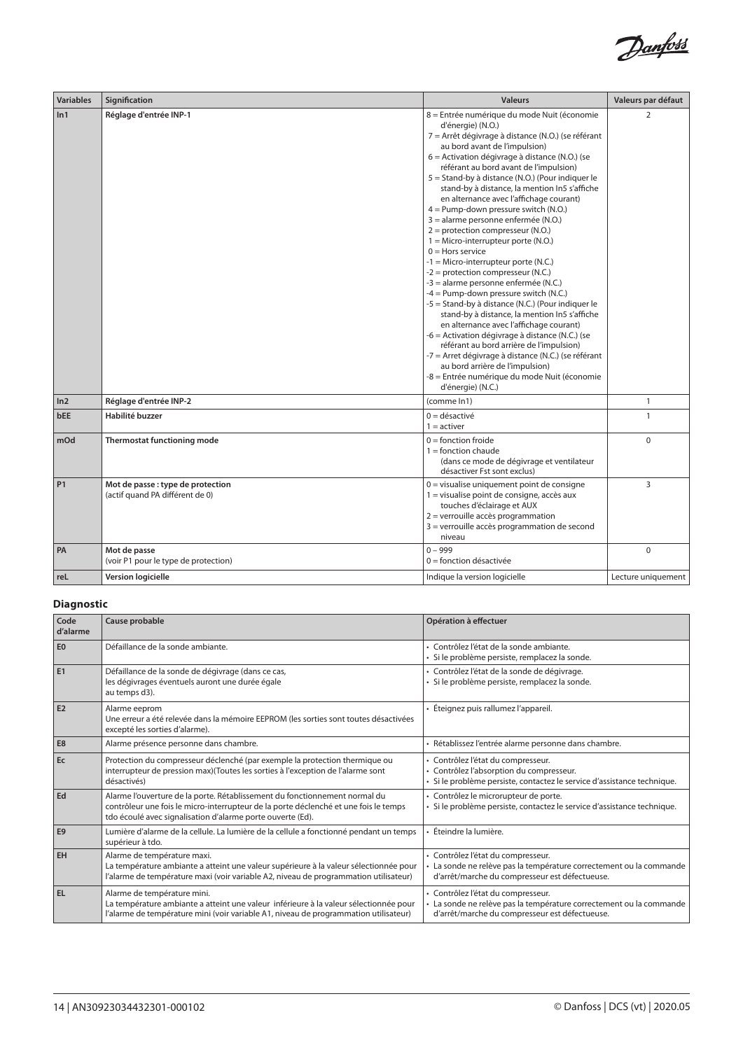| Variables | Signification | Valeurs | Valeurs par défaut |
|---|---|---|---|
| In1 | **Réglage d'entrée INP-1** | 8 = Entrée numérique du mode Nuit (économie d'énergie) (N.O.)<br>7 = Arrêt dégivrage à distance (N.O.) (se référant au bord avant de l'impulsion)<br>6 = Activation dégivrage à distance (N.O.) (se référant au bord avant de l'impulsion)<br>5 = Stand-by à distance (N.O.) (Pour indiquer le stand-by à distance, la mention In5 s'affiche en alternance avec l'affichage courant)<br>4 = Pump-down pressure switch (N.O.)<br>3 = alarme personne enfermée (N.O.)<br>2 = protection compresseur (N.O.)<br>1 = Micro-interrupteur porte (N.O.)<br>0 = Hors service<br>-1 = Micro-interrupteur porte (N.C.)<br>-2 = protection compresseur (N.C.)<br>-3 = alarme personne enfermée (N.C.)<br>-4 = Pump-down pressure switch (N.C.)<br>-5 = Stand-by à distance (N.C.) (Pour indiquer le stand-by à distance, la mention In5 s'affiche en alternance avec l'affichage courant)<br>-6 = Activation dégivrage à distance (N.C.) (se référant au bord arrière de l'impulsion)<br>-7 = Arret dégivrage à distance (N.C.) (se référant au bord arrière de l'impulsion)<br>-8 = Entrée numérique du mode Nuit (économie d'énergie) (N.C.) | 2 |
| In2 | **Réglage d'entrée INP-2** | (comme In1) | 1 |
| bEE | **Habilité buzzer** | 0 = désactivé<br>1 = activer | 1 |
| mOd | **Thermostat functioning mode** | 0 = fonction froide<br>1 = fonction chaude<br>(dans ce mode de dégivrage et ventilateur désactiver Fst sont exclus) | 0 |
| P1 | **Mot de passe : type de protection**<br>(actif quand PA différent de 0) | 0 = visualise uniquement point de consigne<br>1 = visualise point de consigne, accès aux touches d'éclairage et AUX<br>2 = verrouille accès programmation<br>3 = verrouille accès programmation de second niveau | 3 |
| PA | **Mot de passe**<br>(voir P1 pour le type de protection) | 0 – 999<br>0 = fonction désactivée | 0 |
| reL | **Version logicielle** | Indique la version logicielle | Lecture uniquement |

## Diagnostic

| Code d'alarme | Cause probable | Opération à effectuer |
|---|---|---|
| E0 | Défaillance de la sonde ambiante. | • Contrôlez l'état de la sonde ambiante.<br>• Si le problème persiste, remplacez la sonde. |
| E1 | Défaillance de la sonde de dégivrage (dans ce cas, les dégivrages éventuels auront une durée égale au temps d3). | • Contrôlez l'état de la sonde de dégivrage.<br>• Si le problème persiste, remplacez la sonde. |
| E2 | Alarme eeprom<br>Une erreur a été relevée dans la mémoire EEPROM (les sorties sont toutes désactivées excepté les sorties d'alarme). | • Éteignez puis rallumez l'appareil. |
| E8 | Alarme présence personne dans chambre. | • Rétablissez l'entrée alarme personne dans chambre. |
| Ec | Protection du compresseur déclenché (par exemple la protection thermique ou interrupteur de pression max)(Toutes les sorties à l'exception de l'alarme sont désactivés) | • Contrôlez l'état du compresseur.<br>• Contrôlez l'absorption du compresseur.<br>• Si le problème persiste, contactez le service d'assistance technique. |
| Ed | Alarme l'ouverture de la porte. Rétablissement du fonctionnement normal du contrôleur une fois le micro-interrupteur de la porte déclenché et une fois le temps tdo écoulé avec signalisation d'alarme porte ouverte (Ed). | • Contrôlez le microrupteur de porte.<br>• Si le problème persiste, contactez le service d'assistance technique. |
| E9 | Lumière d'alarme de la cellule. La lumière de la cellule a fonctionné pendant un temps supérieur à tdo. | • Éteindre la lumière. |
| EH | Alarme de température maxi.<br>La température ambiante a atteint une valeur supérieure à la valeur sélectionnée pour l'alarme de température maxi (voir variable A2, niveau de programmation utilisateur) | • Contrôlez l'état du compresseur.<br>• La sonde ne relève pas la température correctement ou la commande d'arrêt/marche du compresseur est défectueuse. |
| EL | Alarme de température mini.<br>La température ambiante a atteint une valeur inférieure à la valeur sélectionnée pour l'alarme de température mini (voir variable A1, niveau de programmation utilisateur) | • Contrôlez l'état du compresseur.<br>• La sonde ne relève pas la température correctement ou la commande d'arrêt/marche du compresseur est défectueuse. |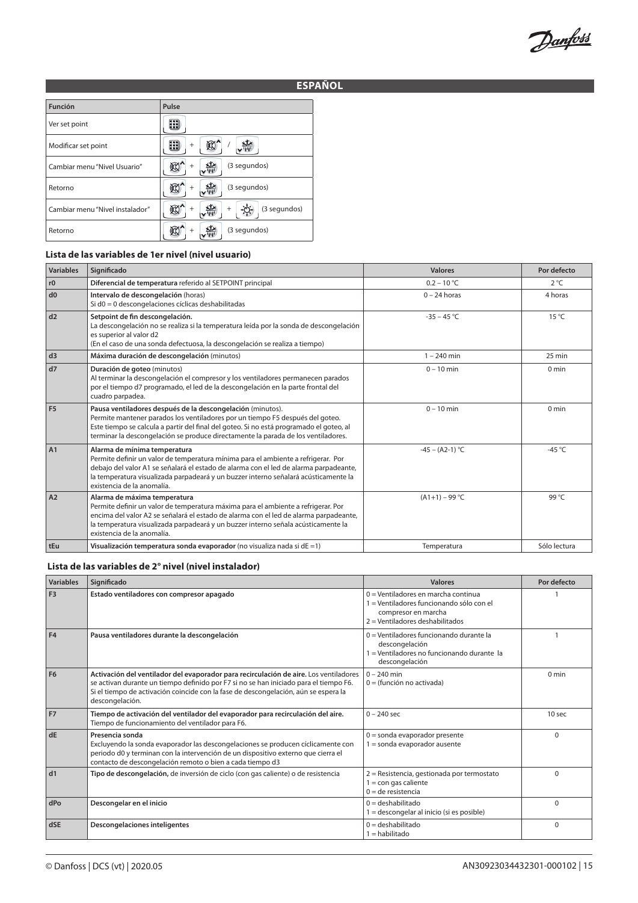## ESPAÑOL

| Función | Pulse |
|---|---|
| Ver set point | |
| Modificar set point | + / |
| Cambiar menu "Nivel Usuario" | + (3 segundos) |
| Retorno | + (3 segundos) |
| Cambiar menu "Nivel instalador" | + + (3 segundos) |
| Retorno | + (3 segundos) |

### Lista de las variables de 1er nivel (nivel usuario)

| Variables | Significado | Valores | Por defecto |
|---|---|---|---|
| r0 | **Diferencial de temperatura** referido al SETPOINT principal | 0.2 – 10 °C | 2 °C |
| d0 | **Intervalo de descongelación** (horas)<br>Si d0 = 0 descongelaciones cíclicas deshabilitadas | 0 – 24 horas | 4 horas |
| d2 | **Setpoint de fin descongelación.**<br>La descongelación no se realiza si la temperatura leída por la sonda de descongelación es superior al valor d2<br>(En el caso de una sonda defectuosa, la descongelación se realiza a tiempo) | -35 – 45 °C | 15 °C |
| d3 | **Máxima duración de descongelación** (minutos) | 1 – 240 min | 25 min |
| d7 | **Duración de goteo** (minutos)<br>Al terminar la descongelación el compresor y los ventiladores permanecen parados por el tiempo d7 programado, el led de la descongelación en la parte frontal del cuadro parpadea. | 0 – 10 min | 0 min |
| F5 | **Pausa ventiladores después de la descongelación** (minutos).<br>Permite mantener parados los ventiladores por un tiempo F5 después del goteo.<br>Este tiempo se calcula a partir del final del goteo. Si no está programado el goteo, al terminar la descongelación se produce directamente la parada de los ventiladores. | 0 – 10 min | 0 min |
| A1 | **Alarma de mínima temperatura**<br>Permite definir un valor de temperatura mínima para el ambiente a refrigerar. Por debajo del valor A1 se señalará el estado de alarma con el led de alarma parpadeante, la temperatura visualizada parpadeará y un buzzer interno señalará acústicamente la existencia de la anomalía. | -45 – (A2-1) °C | -45 °C |
| A2 | **Alarma de máxima temperatura**<br>Permite definir un valor de temperatura máxima para el ambiente a refrigerar. Por encima del valor A2 se señalará el estado de alarma con el led de alarma parpadeante, la temperatura visualizada parpadeará y un buzzer interno señala acústicamente la existencia de la anomalía. | (A1+1) – 99 °C | 99 °C |
| tEu | **Visualización temperatura sonda evaporador** (no visualiza nada si dE =1) | Temperatura | Sólo lectura |

### Lista de las variables de 2° nivel (nivel instalador)

| Variables | Significado | Valores | Por defecto |
|---|---|---|---|
| F3 | **Estado ventiladores con compresor apagado** | 0 = Ventiladores en marcha continua<br>1 = Ventiladores funcionando sólo con el compresor en marcha<br>2 = Ventiladores deshabilitados | 1 |
| F4 | **Pausa ventiladores durante la descongelación** | 0 = Ventiladores funcionando durante la descongelación<br>1 = Ventiladores no funcionando durante la descongelación | 1 |
| F6 | **Activación del ventilador del evaporador para recirculación de aire.** Los ventiladores se activan durante un tiempo definido por F7 si no se han iniciado para el tiempo F6. Si el tiempo de activación coincide con la fase de descongelación, aún se espera la descongelación. | 0 – 240 min<br>0 = (función no activada) | 0 min |
| F7 | **Tiempo de activación del ventilador del evaporador para recirculación del aire.**<br>Tiempo de funcionamiento del ventilador para F6. | 0 – 240 sec | 10 sec |
| dE | **Presencia sonda**<br>Excluyendo la sonda evaporador las descongelaciones se producen cíclicamente con periodo d0 y terminan con la intervención de un dispositivo externo que cierra el contacto de descongelación remoto o bien a cada tiempo d3 | 0 = sonda evaporador presente<br>1 = sonda evaporador ausente | 0 |
| d1 | **Tipo de descongelación,** de inversión de ciclo (con gas caliente) o de resistencia | 2 = Resistencia, gestionada por termostato<br>1 = con gas caliente<br>0 = de resistencia | 0 |
| dPo | **Descongelar en el inicio** | 0 = deshabilitado<br>1 = descongelar al inicio (si es posible) | 0 |
| dSE | **Descongelaciones inteligentes** | 0 = deshabilitado<br>1 = habilitado | 0 |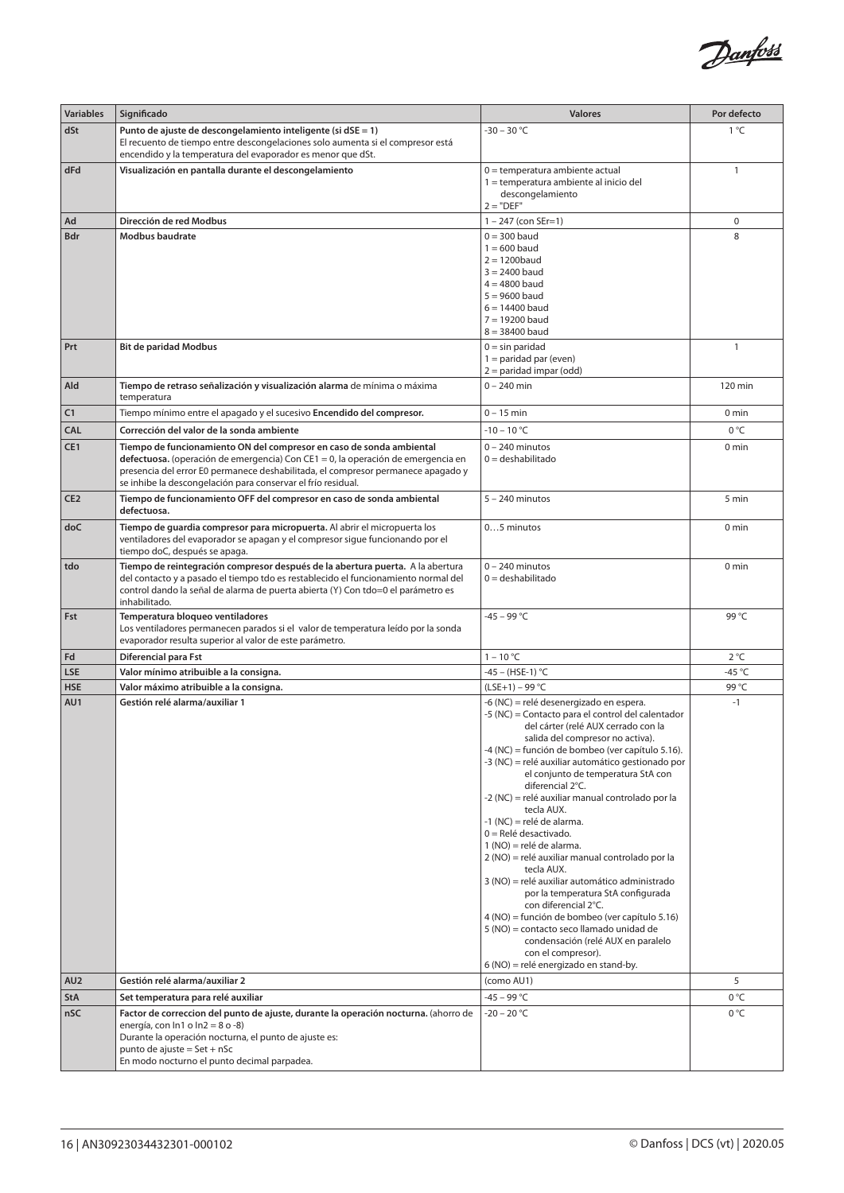| Variables | Significado | Valores | Por defecto |
|---|---|---|---|
| dSt | **Punto de ajuste de descongelamiento inteligente (si dSE = 1)**<br>El recuento de tiempo entre descongelaciones solo aumenta si el compresor está encendido y la temperatura del evaporador es menor que dSt. | -30 – 30 °C | 1 °C |
| dFd | **Visualización en pantalla durante el descongelamiento** | 0 = temperatura ambiente actual<br>1 = temperatura ambiente al inicio del descongelamiento<br>2 = "DEF" | 1 |
| Ad | **Dirección de red Modbus** | 1 – 247 (con SEr=1) | 0 |
| Bdr | **Modbus baudrate** | 0 = 300 baud<br>1 = 600 baud<br>2 = 1200baud<br>3 = 2400 baud<br>4 = 4800 baud<br>5 = 9600 baud<br>6 = 14400 baud<br>7 = 19200 baud<br>8 = 38400 baud | 8 |
| Prt | **Bit de paridad Modbus** | 0 = sin paridad<br>1 = paridad par (even)<br>2 = paridad impar (odd) | 1 |
| Ald | **Tiempo de retraso señalización y visualización alarma** de mínima o máxima temperatura | 0 – 240 min | 120 min |
| C1 | Tiempo mínimo entre el apagado y el sucesivo **Encendido del compresor.** | 0 – 15 min | 0 min |
| CAL | **Corrección del valor de la sonda ambiente** | -10 – 10 °C | 0 °C |
| CE1 | **Tiempo de funcionamiento ON del compresor en caso de sonda ambiental defectuosa.** (operación de emergencia) Con CE1 = 0, la operación de emergencia en presencia del error E0 permanece deshabilitada, el compresor permanece apagado y se inhibe la descongelación para conservar el frío residual. | 0 – 240 minutos<br>0 = deshabilitado | 0 min |
| CE2 | **Tiempo de funcionamiento OFF del compresor en caso de sonda ambiental defectuosa.** | 5 – 240 minutos | 5 min |
| doC | **Tiempo de guardia compresor para micropuerta.** Al abrir el micropuerta los ventiladores del evaporador se apagan y el compresor sigue funcionando por el tiempo doC, después se apaga. | 0…5 minutos | 0 min |
| tdo | **Tiempo de reintegración compresor después de la abertura puerta.** A la abertura del contacto y a pasado el tiempo tdo es restablecido el funcionamiento normal del control dando la señal de alarma de puerta abierta (Y) Con tdo=0 el parámetro es inhabilitado. | 0 – 240 minutos<br>0 = deshabilitado | 0 min |
| Fst | **Temperatura bloqueo ventiladores**<br>Los ventiladores permanecen parados si el valor de temperatura leído por la sonda evaporador resulta superior al valor de este parámetro. | -45 – 99 °C | 99 °C |
| Fd | **Diferencial para Fst** | 1 – 10 °C | 2 °C |
| LSE | **Valor mínimo atribuible a la consigna.** | -45 – (HSE-1) °C | -45 °C |
| HSE | **Valor máximo atribuible a la consigna.** | (LSE+1) – 99 °C | 99 °C |
| AU1 | **Gestión relé alarma/auxiliar 1** | -6 (NC) = relé desenergizado en espera.<br>-5 (NC) = Contacto para el control del calentador del cárter (relé AUX cerrado con la salida del compresor no activa).<br>-4 (NC) = función de bombeo (ver capítulo 5.16).<br>-3 (NC) = relé auxiliar automático gestionado por el conjunto de temperatura StA con diferencial 2°C.<br>-2 (NC) = relé auxiliar manual controlado por la tecla AUX.<br>-1 (NC) = relé de alarma.<br>0 = Relé desactivado.<br>1 (NO) = relé de alarma.<br>2 (NO) = relé auxiliar manual controlado por la tecla AUX.<br>3 (NO) = relé auxiliar automático administrado por la temperatura StA configurada con diferencial 2°C.<br>4 (NO) = función de bombeo (ver capítulo 5.16)<br>5 (NO) = contacto seco llamado unidad de condensación (relé AUX en paralelo con el compresor).<br>6 (NO) = relé energizado en stand-by. | -1 |
| AU2 | **Gestión relé alarma/auxiliar 2** | (como AU1) | 5 |
| StA | **Set temperatura para relé auxiliar** | -45 – 99 °C | 0 °C |
| nSC | **Factor de correccion del punto de ajuste, durante la operación nocturna.** (ahorro de energía, con In1 o In2 = 8 o -8)<br>Durante la operación nocturna, el punto de ajuste es:<br>punto de ajuste = Set + nSc<br>En modo nocturno el punto decimal parpadea. | -20 – 20 °C | 0 °C |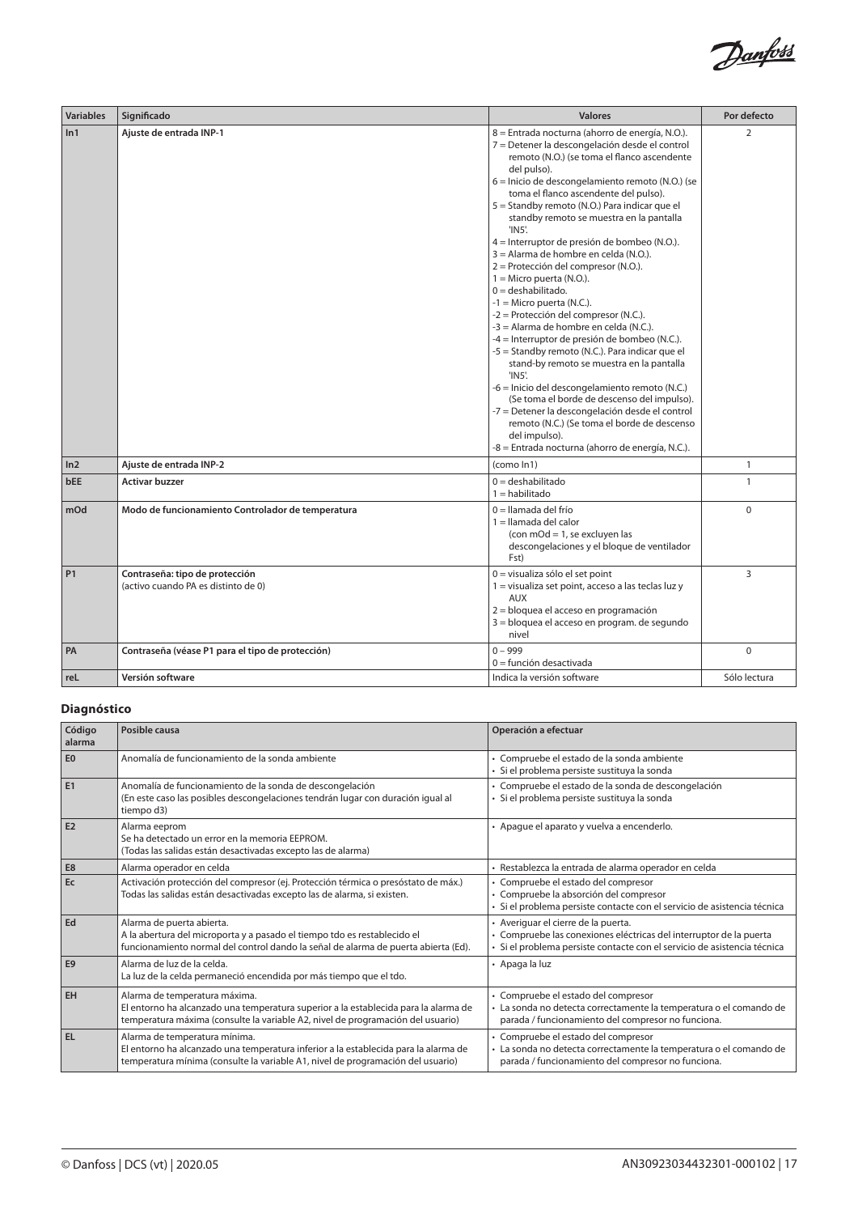| Variables | Significado | Valores | Por defecto |
|---|---|---|---|
| In1 | Ajuste de entrada INP-1 | 8 = Entrada nocturna (ahorro de energía, N.O.).<br>7 = Detener la descongelación desde el control remoto (N.O.) (se toma el flanco ascendente del pulso).<br>6 = Inicio de descongelamiento remoto (N.O.) (se toma el flanco ascendente del pulso).<br>5 = Standby remoto (N.O.) Para indicar que el standby remoto se muestra en la pantalla 'IN5'.<br>4 = Interruptor de presión de bombeo (N.O.).<br>3 = Alarma de hombre en celda (N.O.).<br>2 = Protección del compresor (N.O.).<br>1 = Micro puerta (N.O.).<br>0 = deshabilitado.<br>-1 = Micro puerta (N.C.).<br>-2 = Protección del compresor (N.C.).<br>-3 = Alarma de hombre en celda (N.C.).<br>-4 = Interruptor de presión de bombeo (N.C.).<br>-5 = Standby remoto (N.C.). Para indicar que el stand-by remoto se muestra en la pantalla 'IN5'.<br>-6 = Inicio del descongelamiento remoto (N.C.) (Se toma el borde de descenso del impulso).<br>-7 = Detener la descongelación desde el control remoto (N.C.) (Se toma el borde de descenso del impulso).<br>-8 = Entrada nocturna (ahorro de energía, N.C.). | 2 |
| In2 | Ajuste de entrada INP-2 | (como In1) | 1 |
| bEE | Activar buzzer | 0 = deshabilitado<br>1 = habilitado | 1 |
| mOd | Modo de funcionamiento Controlador de temperatura | 0 = llamada del frío<br>1 = llamada del calor<br>(con mOd = 1, se excluyen las descongelaciones y el bloque de ventilador Fst) | 0 |
| P1 | Contraseña: tipo de protección<br>(activo cuando PA es distinto de 0) | 0 = visualiza sólo el set point<br>1 = visualiza set point, acceso a las teclas luz y AUX<br>2 = bloquea el acceso en programación<br>3 = bloquea el acceso en program. de segundo nivel | 3 |
| PA | Contraseña (véase P1 para el tipo de protección) | 0 – 999<br>0 = función desactivada | 0 |
| reL | Versión software | Indica la versión software | Sólo lectura |

## Diagnóstico

| Código alarma | Posible causa | Operación a efectuar |
|---|---|---|
| E0 | Anomalía de funcionamiento de la sonda ambiente | • Compruebe el estado de la sonda ambiente<br>• Si el problema persiste sustituya la sonda |
| E1 | Anomalía de funcionamiento de la sonda de descongelación<br>(En este caso las posibles descongelaciones tendrán lugar con duración igual al tiempo d3) | • Compruebe el estado de la sonda de descongelación<br>• Si el problema persiste sustituya la sonda |
| E2 | Alarma eeprom<br>Se ha detectado un error en la memoria EEPROM.<br>(Todas las salidas están desactivadas excepto las de alarma) | • Apague el aparato y vuelva a encenderlo. |
| E8 | Alarma operador en celda | • Restablezca la entrada de alarma operador en celda |
| Ec | Activación protección del compresor (ej. Protección térmica o presóstato de máx.)<br>Todas las salidas están desactivadas excepto las de alarma, si existen. | • Compruebe el estado del compresor<br>• Compruebe la absorción del compresor<br>• Si el problema persiste contacte con el servicio de asistencia técnica |
| Ed | Alarma de puerta abierta.<br>A la abertura del microporta y a pasado el tiempo tdo es restablecido el funcionamiento normal del control dando la señal de alarma de puerta abierta (Ed). | • Averiguar el cierre de la puerta.<br>• Compruebe las conexiones eléctricas del interruptor de la puerta<br>• Si el problema persiste contacte con el servicio de asistencia técnica |
| E9 | Alarma de luz de la celda.<br>La luz de la celda permaneció encendida por más tiempo que el tdo. | • Apaga la luz |
| EH | Alarma de temperatura máxima.<br>El entorno ha alcanzado una temperatura superior a la establecida para la alarma de temperatura máxima (consulte la variable A2, nivel de programación del usuario) | • Compruebe el estado del compresor<br>• La sonda no detecta correctamente la temperatura o el comando de parada / funcionamiento del compresor no funciona. |
| EL | Alarma de temperatura mínima.<br>El entorno ha alcanzado una temperatura inferior a la establecida para la alarma de temperatura mínima (consulte la variable A1, nivel de programación del usuario) | • Compruebe el estado del compresor<br>• La sonda no detecta correctamente la temperatura o el comando de parada / funcionamiento del compresor no funciona. |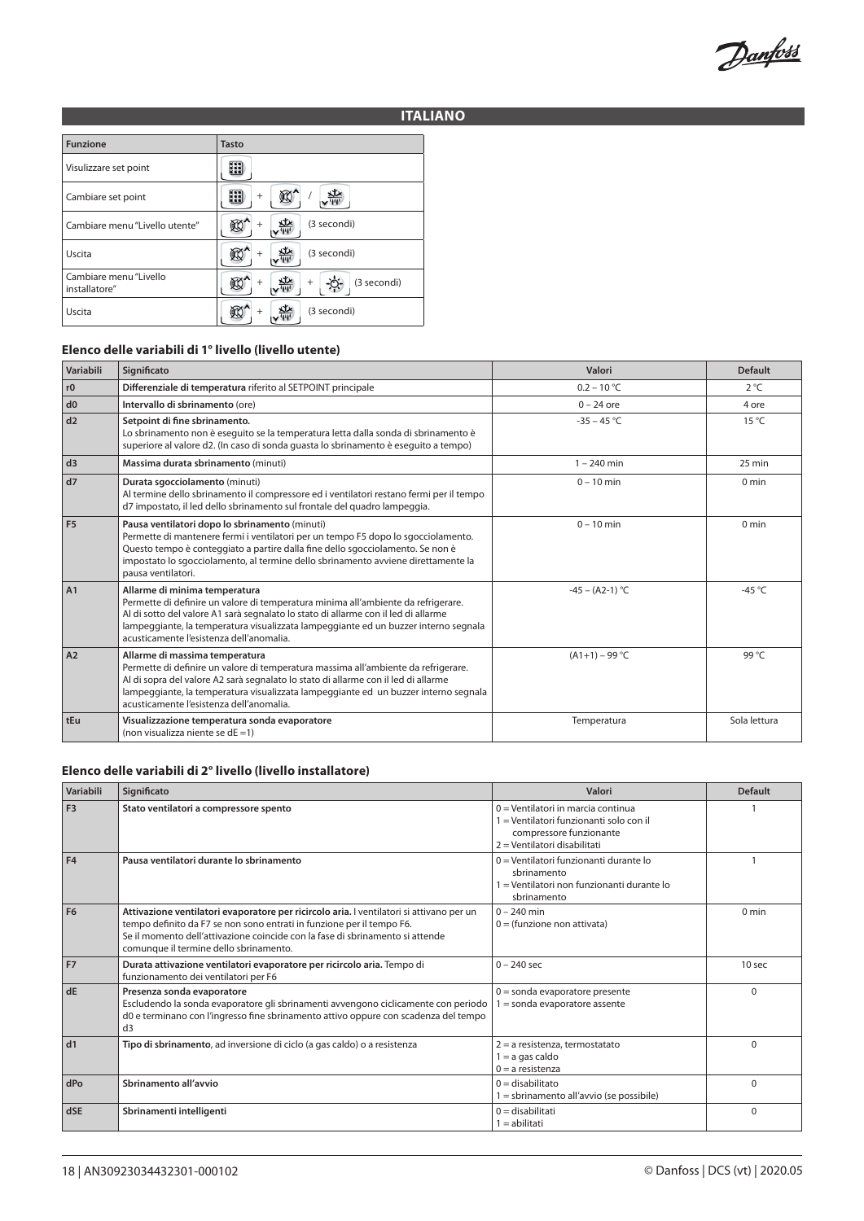## ITALIANO

| Funzione | Tasto |
|---|---|
| Visulizzare set point | |
| Cambiare set point | + / |
| Cambiare menu "Livello utente" | + (3 secondi) |
| Uscita | + (3 secondi) |
| Cambiare menu "Livello installatore" | + + (3 secondi) |
| Uscita | + (3 secondi) |

### Elenco delle variabili di 1° livello (livello utente)

| Variabili | Significato | Valori | Default |
|---|---|---|---|
| r0 | **Differenziale di temperatura** riferito al SETPOINT principale | 0.2 – 10 °C | 2 °C |
| d0 | **Intervallo di sbrinamento** (ore) | 0 – 24 ore | 4 ore |
| d2 | **Setpoint di fine sbrinamento.** Lo sbrinamento non è eseguito se la temperatura letta dalla sonda di sbrinamento è superiore al valore d2. (In caso di sonda guasta lo sbrinamento è eseguito a tempo) | -35 – 45 °C | 15 °C |
| d3 | **Massima durata sbrinamento** (minuti) | 1 – 240 min | 25 min |
| d7 | **Durata sgocciolamento** (minuti) Al termine dello sbrinamento il compressore ed i ventilatori restano fermi per il tempo d7 impostato, il led dello sbrinamento sul frontale del quadro lampeggia. | 0 – 10 min | 0 min |
| F5 | **Pausa ventilatori dopo lo sbrinamento** (minuti) Permette di mantenere fermi i ventilatori per un tempo F5 dopo lo sgocciolamento. Questo tempo è conteggiato a partire dalla fine dello sgocciolamento. Se non è impostato lo sgocciolamento, al termine dello sbrinamento avviene direttamente la pausa ventilatori. | 0 – 10 min | 0 min |
| A1 | **Allarme di minima temperatura** Permette di definire un valore di temperatura minima all'ambiente da refrigerare. Al di sotto del valore A1 sarà segnalato lo stato di allarme con il led di allarme lampeggiante, la temperatura visualizzata lampeggiante ed un buzzer interno segnala acusticamente l'esistenza dell'anomalia. | -45 – (A2-1) °C | -45 °C |
| A2 | **Allarme di massima temperatura** Permette di definire un valore di temperatura massima all'ambiente da refrigerare. Al di sopra del valore A2 sarà segnalato lo stato di allarme con il led di allarme lampeggiante, la temperatura visualizzata lampeggiante ed un buzzer interno segnala acusticamente l'esistenza dell'anomalia. | (A1+1) – 99 °C | 99 °C |
| tEu | **Visualizzazione temperatura sonda evaporatore** (non visualizza niente se dE =1) | Temperatura | Sola lettura |

### Elenco delle variabili di 2° livello (livello installatore)

| Variabili | Significato | Valori | Default |
|---|---|---|---|
| F3 | **Stato ventilatori a compressore spento** | 0 = Ventilatori in marcia continua<br>1 = Ventilatori funzionanti solo con il compressore funzionante<br>2 = Ventilatori disabilitati | 1 |
| F4 | **Pausa ventilatori durante lo sbrinamento** | 0 = Ventilatori funzionanti durante lo sbrinamento<br>1 = Ventilatori non funzionanti durante lo sbrinamento | 1 |
| F6 | **Attivazione ventilatori evaporatore per ricircolo aria.** I ventilatori si attivano per un tempo definito da F7 se non sono entrati in funzione per il tempo F6. Se il momento dell'attivazione coincide con la fase di sbrinamento si attende comunque il termine dello sbrinamento. | 0 – 240 min<br>0 = (funzione non attivata) | 0 min |
| F7 | **Durata attivazione ventilatori evaporatore per ricircolo aria.** Tempo di funzionamento dei ventilatori per F6 | 0 – 240 sec | 10 sec |
| dE | **Presenza sonda evaporatore** Escludendo la sonda evaporatore gli sbrinamenti avvengono ciclicamente con periodo d0 e terminano con l'ingresso fine sbrinamento attivo oppure con scadenza del tempo d3 | 0 = sonda evaporatore presente<br>1 = sonda evaporatore assente | 0 |
| d1 | **Tipo di sbrinamento**, ad inversione di ciclo (a gas caldo) o a resistenza | 2 = a resistenza, termostatato<br>1 = a gas caldo<br>0 = a resistenza | 0 |
| dPo | **Sbrinamento all'avvio** | 0 = disabilitato<br>1 = sbrinamento all'avvio (se possibile) | 0 |
| dSE | **Sbrinamenti intelligenti** | 0 = disabilitati<br>1 = abilitati | 0 |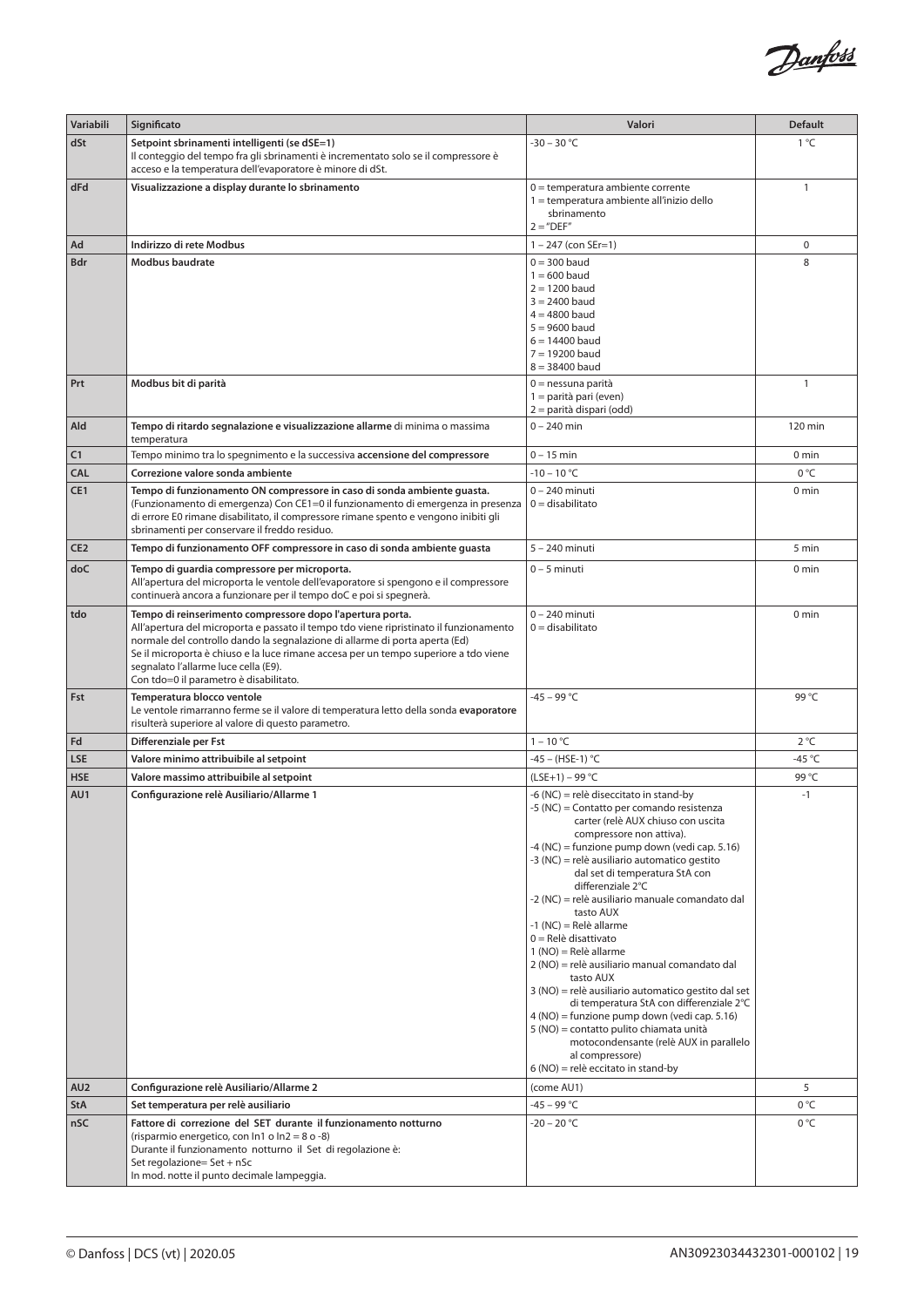| Variabili | Significato | Valori | Default |
|---|---|---|---|
| dSt | **Setpoint sbrinamenti intelligenti (se dSE=1)**<br>Il conteggio del tempo fra gli sbrinamenti è incrementato solo se il compressore è acceso e la temperatura dell'evaporatore è minore di dSt. | -30 – 30 °C | 1 °C |
| dFd | **Visualizzazione a display durante lo sbrinamento** | 0 = temperatura ambiente corrente<br>1 = temperatura ambiente all'inizio dello sbrinamento<br>2 = "DEF" | 1 |
| Ad | **Indirizzo di rete Modbus** | 1 – 247 (con SEr=1) | 0 |
| Bdr | **Modbus baudrate** | 0 = 300 baud<br>1 = 600 baud<br>2 = 1200 baud<br>3 = 2400 baud<br>4 = 4800 baud<br>5 = 9600 baud<br>6 = 14400 baud<br>7 = 19200 baud<br>8 = 38400 baud | 8 |
| Prt | **Modbus bit di parità** | 0 = nessuna parità<br>1 = parità pari (even)<br>2 = parità dispari (odd) | 1 |
| Ald | **Tempo di ritardo segnalazione e visualizzazione allarme** di minima o massima temperatura | 0 – 240 min | 120 min |
| C1 | Tempo minimo tra lo spegnimento e la successiva **accensione del compressore** | 0 – 15 min | 0 min |
| CAL | **Correzione valore sonda ambiente** | -10 – 10 °C | 0 °C |
| CE1 | **Tempo di funzionamento ON compressore in caso di sonda ambiente guasta.**<br>(Funzionamento di emergenza) Con CE1=0 il funzionamento di emergenza in presenza di errore E0 rimane disabilitato, il compressore rimane spento e vengono inibiti gli sbrinamenti per conservare il freddo residuo. | 0 – 240 minuti<br>0 = disabilitato | 0 min |
| CE2 | **Tempo di funzionamento OFF compressore in caso di sonda ambiente guasta** | 5 – 240 minuti | 5 min |
| doC | **Tempo di guardia compressore per microporta.**<br>All'apertura del microporta le ventole dell'evaporatore si spengono e il compressore continuerà ancora a funzionare per il tempo doC e poi si spegnerà. | 0 – 5 minuti | 0 min |
| tdo | **Tempo di reinserimento compressore dopo l'apertura porta.**<br>All'apertura del microporta e passato il tempo tdo viene ripristinato il funzionamento normale del controllo dando la segnalazione di allarme di porta aperta (Ed)<br>Se il microporta è chiuso e la luce rimane accesa per un tempo superiore a tdo viene segnalato l'allarme luce cella (E9).<br>Con tdo=0 il parametro è disabilitato. | 0 – 240 minuti<br>0 = disabilitato | 0 min |
| Fst | **Temperatura blocco ventole**<br>Le ventole rimarranno ferme se il valore di temperatura letto della sonda **evaporatore** risulterà superiore al valore di questo parametro. | -45 – 99 °C | 99 °C |
| Fd | **Differenziale per Fst** | 1 – 10 °C | 2 °C |
| LSE | **Valore minimo attribuibile al setpoint** | -45 – (HSE-1) °C | -45 °C |
| HSE | **Valore massimo attribuibile al setpoint** | (LSE+1) – 99 °C | 99 °C |
| AU1 | **Configurazione relè Ausiliario/Allarme 1** | -6 (NC) = relè diseccitato in stand-by<br>-5 (NC) = Contatto per comando resistenza carter (relè AUX chiuso con uscita compressore non attiva).<br>-4 (NC) = funzione pump down (vedi cap. 5.16)<br>-3 (NC) = relè ausiliario automatico gestito dal set di temperatura StA con differenziale 2°C<br>-2 (NC) = relè ausiliario manuale comandato dal tasto AUX<br>-1 (NC) = Relè allarme<br>0 = Relè disattivato<br>1 (NO) = Relè allarme<br>2 (NO) = relè ausiliario manual comandato dal tasto AUX<br>3 (NO) = relè ausiliario automatico gestito dal set di temperatura StA con differenziale 2°C<br>4 (NO) = funzione pump down (vedi cap. 5.16)<br>5 (NO) = contatto pulito chiamata unità motocondensante (relè AUX in parallelo al compressore)<br>6 (NO) = relè eccitato in stand-by | -1 |
| AU2 | **Configurazione relè Ausiliario/Allarme 2** | (come AU1) | 5 |
| StA | **Set temperatura per relè ausiliario** | -45 – 99 °C | 0 °C |
| nSC | **Fattore di correzione del SET durante il funzionamento notturno**<br>(risparmio energetico, con In1 o In2 = 8 o -8)<br>Durante il funzionamento notturno il Set di regolazione è:<br>Set regolazione= Set + nSc<br>In mod. notte il punto decimale lampeggia. | -20 – 20 °C | 0 °C |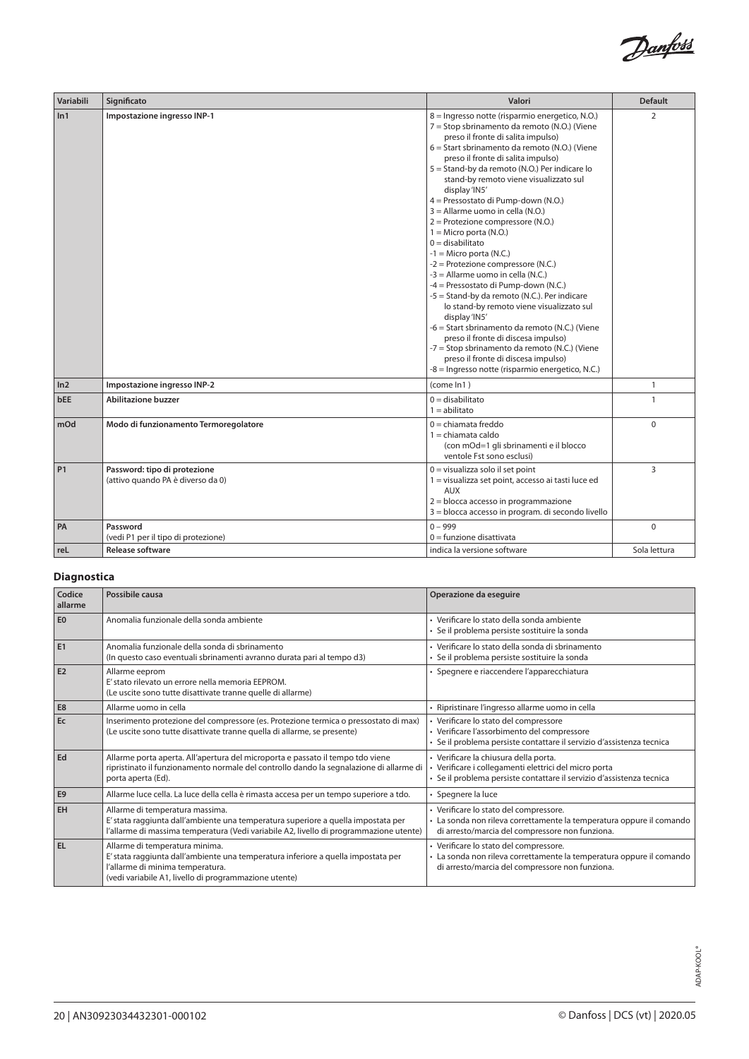| Variabili | Significato | Valori | Default |
|---|---|---|---|
| In1 | **Impostazione ingresso INP-1** | 8 = Ingresso notte (risparmio energetico, N.O.)<br>7 = Stop sbrinamento da remoto (N.O.) (Viene preso il fronte di salita impulso)<br>6 = Start sbrinamento da remoto (N.O.) (Viene preso il fronte di salita impulso)<br>5 = Stand-by da remoto (N.O.) Per indicare lo stand-by remoto viene visualizzato sul display 'IN5'<br>4 = Pressostato di Pump-down (N.O.)<br>3 = Allarme uomo in cella (N.O.)<br>2 = Protezione compressore (N.O.)<br>1 = Micro porta (N.O.)<br>0 = disabilitato<br>-1 = Micro porta (N.C.)<br>-2 = Protezione compressore (N.C.)<br>-3 = Allarme uomo in cella (N.C.)<br>-4 = Pressostato di Pump-down (N.C.)<br>-5 = Stand-by da remoto (N.C.). Per indicare lo stand-by remoto viene visualizzato sul display 'IN5'<br>-6 = Start sbrinamento da remoto (N.C.) (Viene preso il fronte di discesa impulso)<br>-7 = Stop sbrinamento da remoto (N.C.) (Viene preso il fronte di discesa impulso)<br>-8 = Ingresso notte (risparmio energetico, N.C.) | 2 |
| In2 | **Impostazione ingresso INP-2** | (come In1 ) | 1 |
| bEE | **Abilitazione buzzer** | 0 = disabilitato<br>1 = abilitato | 1 |
| mOd | **Modo di funzionamento Termoregolatore** | 0 = chiamata freddo<br>1 = chiamata caldo<br>(con mOd=1 gli sbrinamenti e il blocco ventole Fst sono esclusi) | 0 |
| P1 | **Password: tipo di protezione**<br>(attivo quando PA è diverso da 0) | 0 = visualizza solo il set point<br>1 = visualizza set point, accesso ai tasti luce ed AUX<br>2 = blocca accesso in programmazione<br>3 = blocca accesso in program. di secondo livello | 3 |
| PA | **Password**<br>(vedi P1 per il tipo di protezione) | 0 – 999<br>0 = funzione disattivata | 0 |
| reL | **Release software** | indica la versione software | Sola lettura |

## Diagnostica

| Codice allarme | Possibile causa | Operazione da eseguire |
|---|---|---|
| E0 | Anomalia funzionale della sonda ambiente | • Verificare lo stato della sonda ambiente<br>• Se il problema persiste sostituire la sonda |
| E1 | Anomalia funzionale della sonda di sbrinamento<br>(In questo caso eventuali sbrinamenti avranno durata pari al tempo d3) | • Verificare lo stato della sonda di sbrinamento<br>• Se il problema persiste sostituire la sonda |
| E2 | Allarme eeprom<br>E' stato rilevato un errore nella memoria EEPROM.<br>(Le uscite sono tutte disattivate tranne quelle di allarme) | • Spegnere e riaccendere l'apparecchiatura |
| E8 | Allarme uomo in cella | • Ripristinare l'ingresso allarme uomo in cella |
| Ec | Inserimento protezione del compressore (es. Protezione termica o pressostato di max)<br>(Le uscite sono tutte disattivate tranne quella di allarme, se presente) | • Verificare lo stato del compressore<br>• Verificare l'assorbimento del compressore<br>• Se il problema persiste contattare il servizio d'assistenza tecnica |
| Ed | Allarme porta aperta. All'apertura del microporta e passato il tempo tdo viene ripristinato il funzionamento normale del controllo dando la segnalazione di allarme di porta aperta (Ed). | • Verificare la chiusura della porta.<br>• Verificare i collegamenti elettrici del micro porta<br>• Se il problema persiste contattare il servizio d'assistenza tecnica |
| E9 | Allarme luce cella. La luce della cella è rimasta accesa per un tempo superiore a tdo. | • Spegnere la luce |
| EH | Allarme di temperatura massima.<br>E' stata raggiunta dall'ambiente una temperatura superiore a quella impostata per l'allarme di massima temperatura (Vedi variabile A2, livello di programmazione utente) | • Verificare lo stato del compressore.<br>• La sonda non rileva correttamente la temperatura oppure il comando di arresto/marcia del compressore non funziona. |
| EL | Allarme di temperatura minima.<br>E' stata raggiunta dall'ambiente una temperatura inferiore a quella impostata per l'allarme di minima temperatura.<br>(vedi variabile A1, livello di programmazione utente) | • Verificare lo stato del compressore.<br>• La sonda non rileva correttamente la temperatura oppure il comando di arresto/marcia del compressore non funziona. |